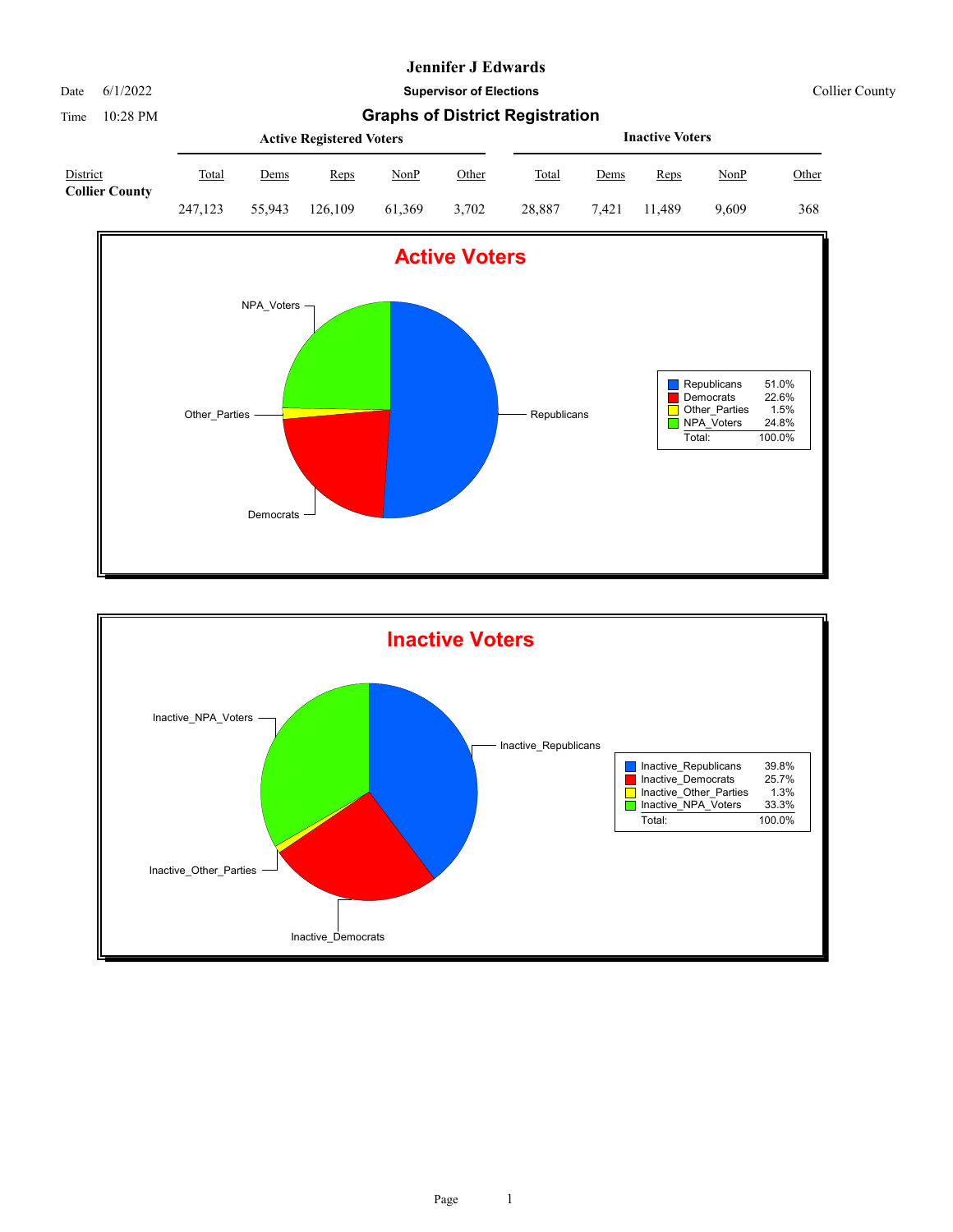# Jennifer J Edwards

Date 6/1/2022 **Supervisor of Elections** Collier County

Time 10:28 PM

## Graphs of District Registration

| District | Active Registered Voters | | | | | Inactive Voters | | | | |
|---|---|---|---|---|---|---|---|---|---|---|
| | Total | Dems | Reps | NonP | Other | Total | Dems | Reps | NonP | Other |
| **Collier County** | 247,123 | 55,943 | 126,109 | 61,369 | 3,702 | 28,887 | 7,421 | 11,489 | 9,609 | 368 |

### Active Voters

| | |
|---|---|
| Republicans | 51.0% |
| Democrats | 22.6% |
| Other_Parties | 1.5% |
| NPA_Voters | 24.8% |
| Total: | 100.0% |

### Inactive Voters

| | |
|---|---|
| Inactive_Republicans | 39.8% |
| Inactive_Democrats | 25.7% |
| Inactive_Other_Parties | 1.3% |
| Inactive_NPA_Voters | 33.3% |
| Total: | 100.0% |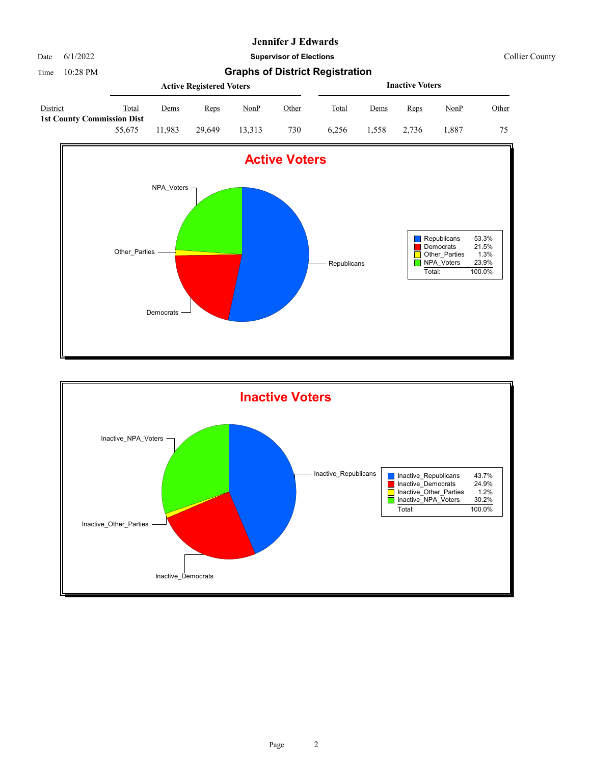# Jennifer J Edwards

Date 6/1/2022 | **Supervisor of Elections** | Collier County

Time 10:28 PM

## Graphs of District Registration

| District | Active Registered Voters | | | | | Inactive Voters | | | | |
|---|---|---|---|---|---|---|---|---|---|---|
| | Total | Dems | Reps | NonP | Other | Total | Dems | Reps | NonP | Other |
| **1st County Commission Dist** | 55,675 | 11,983 | 29,649 | 13,313 | 730 | 6,256 | 1,558 | 2,736 | 1,887 | 75 |

### Active Voters

| | |
|---|---|
| Republicans | 53.3% |
| Democrats | 21.5% |
| Other_Parties | 1.3% |
| NPA_Voters | 23.9% |
| Total: | 100.0% |

### Inactive Voters

| | |
|---|---|
| Inactive_Republicans | 43.7% |
| Inactive_Democrats | 24.9% |
| Inactive_Other_Parties | 1.2% |
| Inactive_NPA_Voters | 30.2% |
| Total: | 100.0% |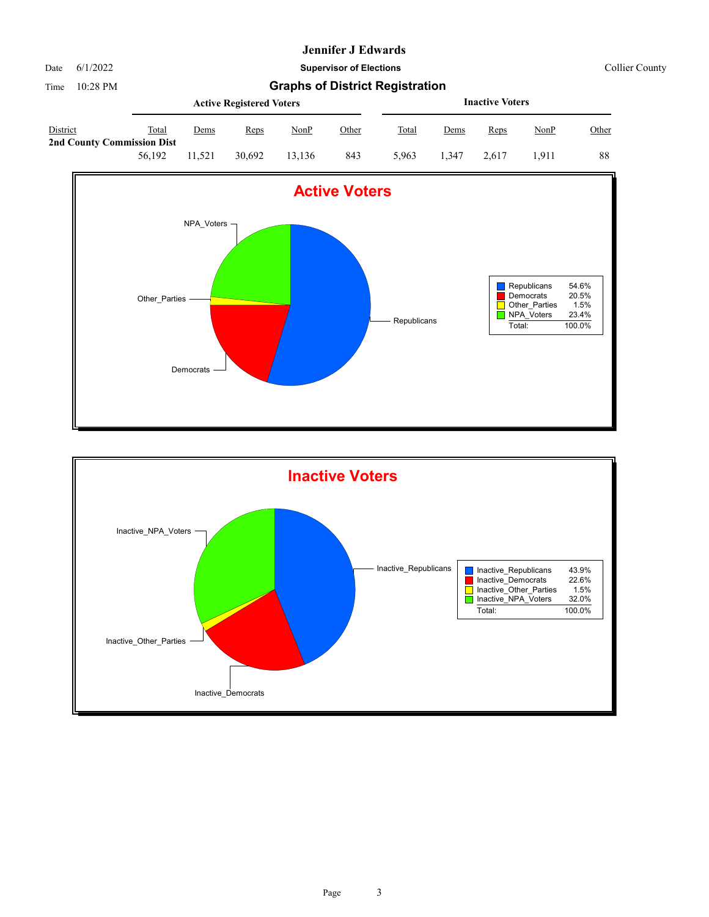# Jennifer J Edwards

Date 6/1/2022

**Supervisor of Elections**

Collier County

Time 10:28 PM

## Graphs of District Registration

| District | Active Registered Voters | | | | | Inactive Voters | | | | |
|---|---|---|---|---|---|---|---|---|---|---|
| | Total | Dems | Reps | NonP | Other | Total | Dems | Reps | NonP | Other |
| **2nd County Commission Dist** | 56,192 | 11,521 | 30,692 | 13,136 | 843 | 5,963 | 1,347 | 2,617 | 1,911 | 88 |

### Active Voters

| | |
|---|---|
| Republicans | 54.6% |
| Democrats | 20.5% |
| Other_Parties | 1.5% |
| NPA_Voters | 23.4% |
| Total: | 100.0% |

### Inactive Voters

| | |
|---|---|
| Inactive_Republicans | 43.9% |
| Inactive_Democrats | 22.6% |
| Inactive_Other_Parties | 1.5% |
| Inactive_NPA_Voters | 32.0% |
| Total: | 100.0% |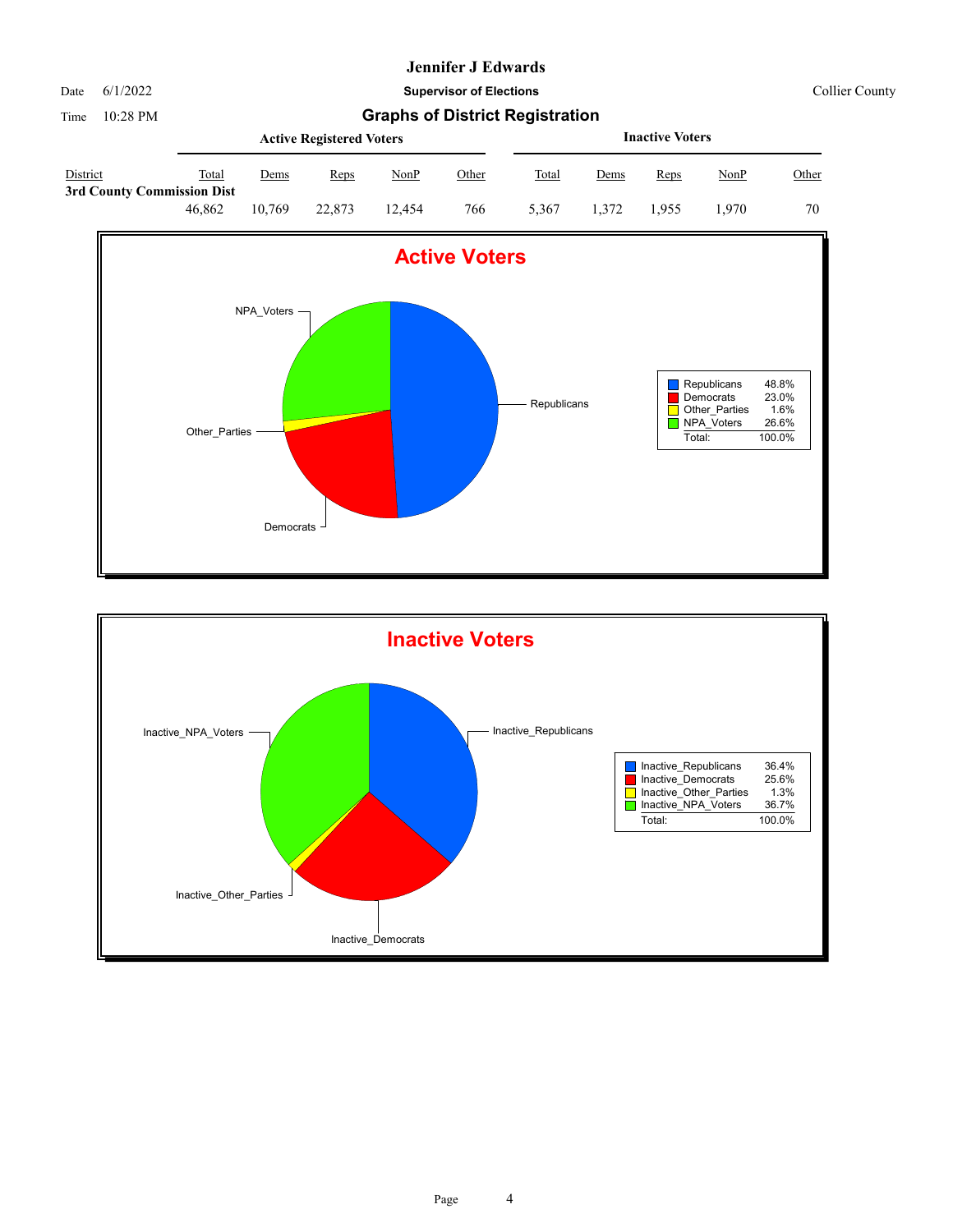# Jennifer J Edwards

Date 6/1/2022

**Supervisor of Elections**

Collier County

Time 10:28 PM

## Graphs of District Registration

| District | Active Registered Voters | | | | | Inactive Voters | | | | |
|---|---|---|---|---|---|---|---|---|---|---|
| | Total | Dems | Reps | NonP | Other | Total | Dems | Reps | NonP | Other |
| **3rd County Commission Dist** | 46,862 | 10,769 | 22,873 | 12,454 | 766 | 5,367 | 1,372 | 1,955 | 1,970 | 70 |

### Active Voters

| Party | Percent |
|---|---|
| Republicans | 48.8% |
| Democrats | 23.0% |
| Other_Parties | 1.6% |
| NPA_Voters | 26.6% |
| Total: | 100.0% |

### Inactive Voters

| Party | Percent |
|---|---|
| Inactive_Republicans | 36.4% |
| Inactive_Democrats | 25.6% |
| Inactive_Other_Parties | 1.3% |
| Inactive_NPA_Voters | 36.7% |
| Total: | 100.0% |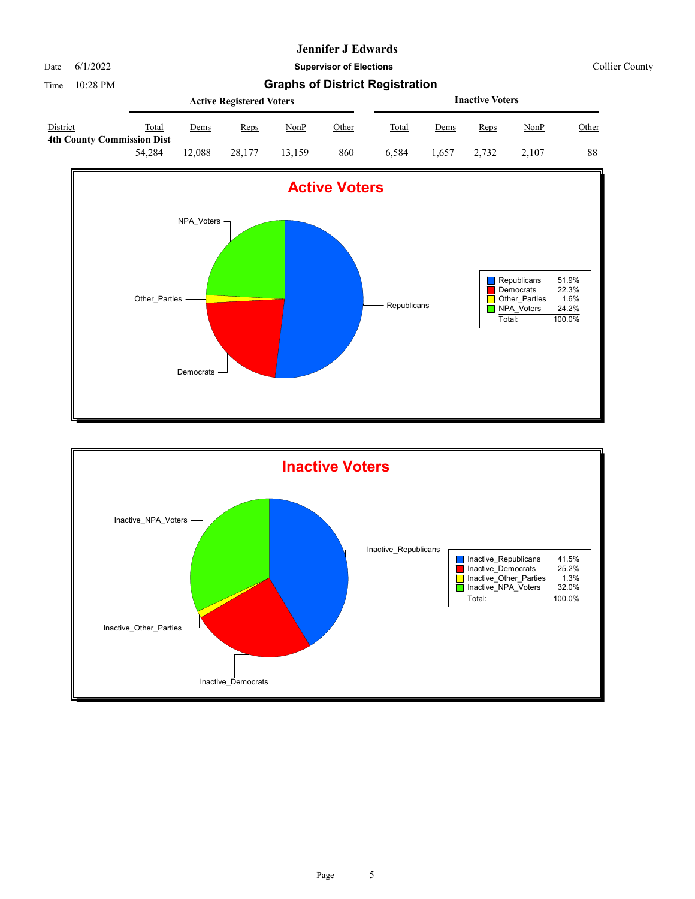# Jennifer J Edwards

Date 6/1/2022 — **Supervisor of Elections** — Collier County

Time 10:28 PM

## Graphs of District Registration

| District | Active Registered Voters | | | | | Inactive Voters | | | | |
|---|---|---|---|---|---|---|---|---|---|---|
| | Total | Dems | Reps | NonP | Other | Total | Dems | Reps | NonP | Other |
| **4th County Commission Dist** | 54,284 | 12,088 | 28,177 | 13,159 | 860 | 6,584 | 1,657 | 2,732 | 2,107 | 88 |

### Active Voters

| | |
|---|---|
| Republicans | 51.9% |
| Democrats | 22.3% |
| Other_Parties | 1.6% |
| NPA_Voters | 24.2% |
| Total: | 100.0% |

### Inactive Voters

| | |
|---|---|
| Inactive_Republicans | 41.5% |
| Inactive_Democrats | 25.2% |
| Inactive_Other_Parties | 1.3% |
| Inactive_NPA_Voters | 32.0% |
| Total: | 100.0% |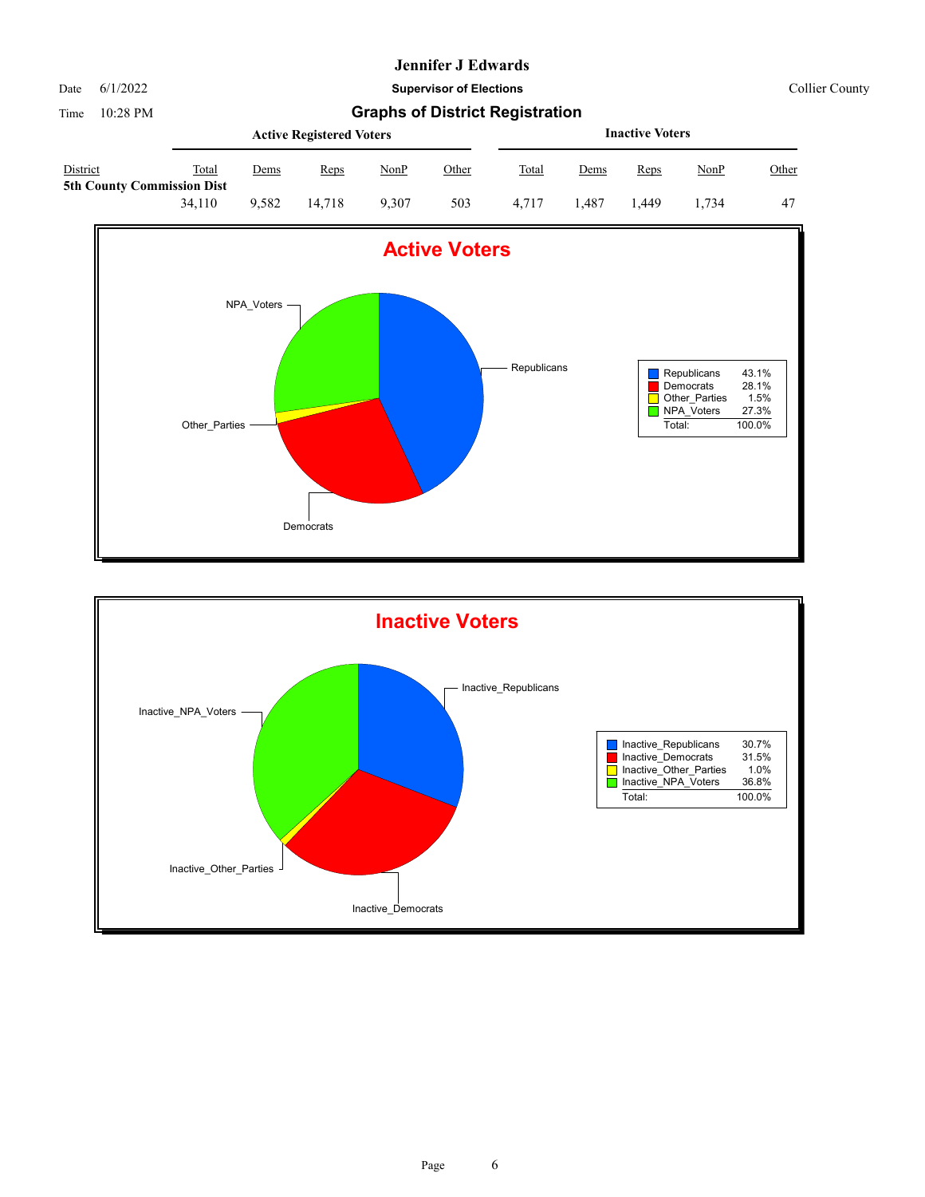# Jennifer J Edwards

Date 6/1/2022

Time 10:28 PM

**Supervisor of Elections**

Collier County

## Graphs of District Registration

| District | Active Registered Voters | | | | | Inactive Voters | | | | |
|---|---|---|---|---|---|---|---|---|---|---|
| | Total | Dems | Reps | NonP | Other | Total | Dems | Reps | NonP | Other |
| **5th County Commission Dist** | | | | | | | | | | |
| | 34,110 | 9,582 | 14,718 | 9,307 | 503 | 4,717 | 1,487 | 1,449 | 1,734 | 47 |

### Active Voters

| | |
|---|---|
| Republicans | 43.1% |
| Democrats | 28.1% |
| Other_Parties | 1.5% |
| NPA_Voters | 27.3% |
| Total: | 100.0% |

### Inactive Voters

| | |
|---|---|
| Inactive_Republicans | 30.7% |
| Inactive_Democrats | 31.5% |
| Inactive_Other_Parties | 1.0% |
| Inactive_NPA_Voters | 36.8% |
| Total: | 100.0% |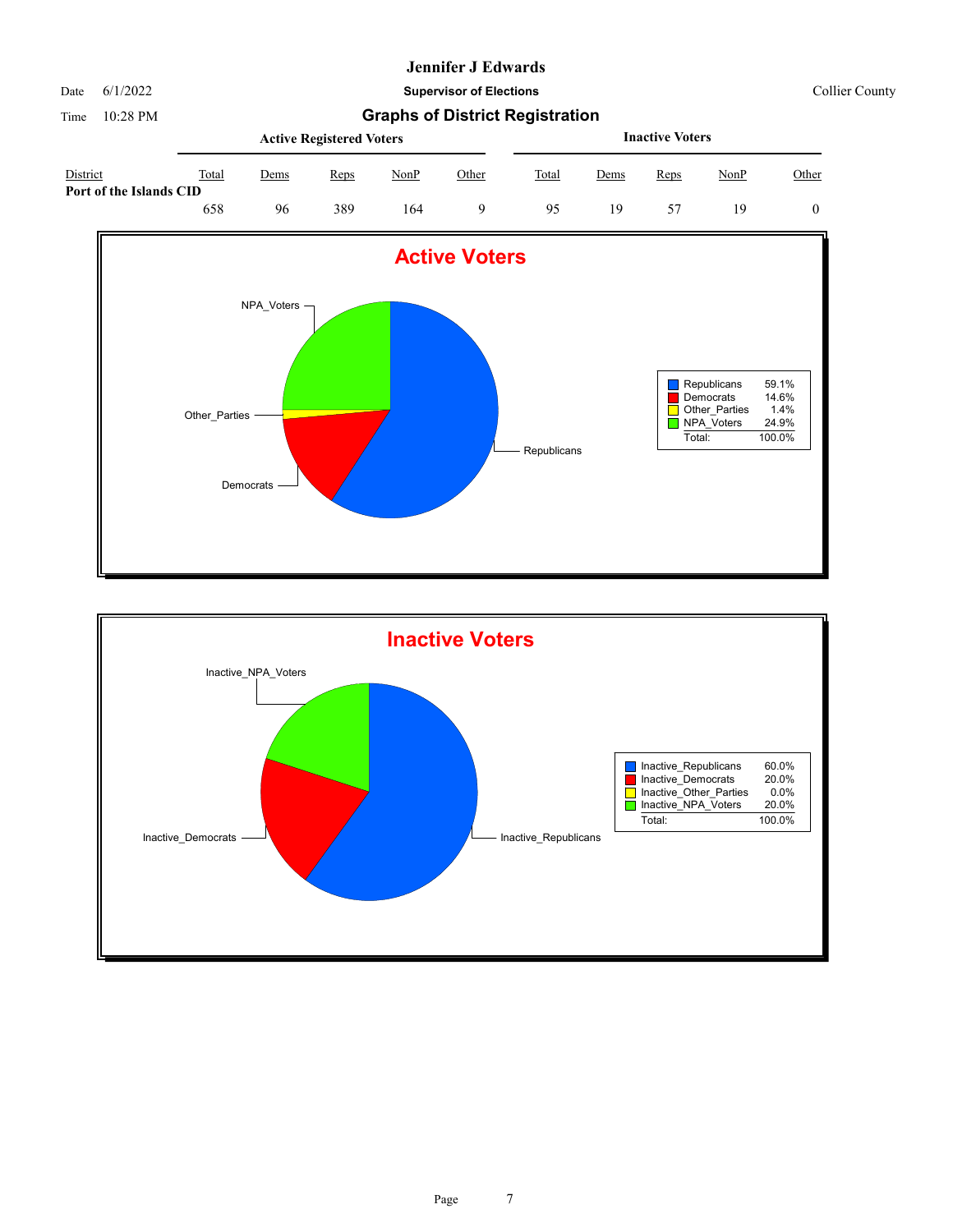# Jennifer J Edwards

Date 6/1/2022 **Supervisor of Elections** Collier County

Time 10:28 PM

## Graphs of District Registration

| District | Active Registered Voters | | | | | Inactive Voters | | | | |
|---|---|---|---|---|---|---|---|---|---|---|
| | Total | Dems | Reps | NonP | Other | Total | Dems | Reps | NonP | Other |
| **Port of the Islands CID** | 658 | 96 | 389 | 164 | 9 | 95 | 19 | 57 | 19 | 0 |

## Active Voters

| | |
|---|---|
| Republicans | 59.1% |
| Democrats | 14.6% |
| Other_Parties | 1.4% |
| NPA_Voters | 24.9% |
| Total: | 100.0% |

## Inactive Voters

| | |
|---|---|
| Inactive_Republicans | 60.0% |
| Inactive_Democrats | 20.0% |
| Inactive_Other_Parties | 0.0% |
| Inactive_NPA_Voters | 20.0% |
| Total: | 100.0% |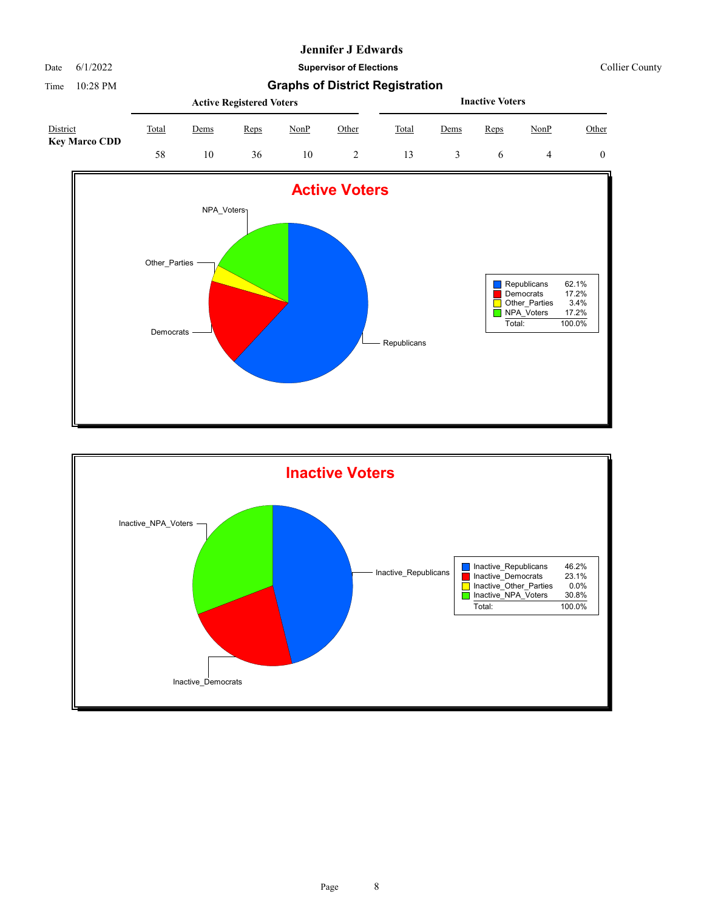# Jennifer J Edwards

Date 6/1/2022 | **Supervisor of Elections** | Collier County

Time 10:28 PM

## Graphs of District Registration

| District | Active Registered Voters | | | | | Inactive Voters | | | | |
|---|---|---|---|---|---|---|---|---|---|---|
| | Total | Dems | Reps | NonP | Other | Total | Dems | Reps | NonP | Other |
| **Key Marco CDD** | 58 | 10 | 36 | 10 | 2 | 13 | 3 | 6 | 4 | 0 |

### Active Voters

| | |
|---|---|
| Republicans | 62.1% |
| Democrats | 17.2% |
| Other_Parties | 3.4% |
| NPA_Voters | 17.2% |
| Total: | 100.0% |

### Inactive Voters

| | |
|---|---|
| Inactive_Republicans | 46.2% |
| Inactive_Democrats | 23.1% |
| Inactive_Other_Parties | 0.0% |
| Inactive_NPA_Voters | 30.8% |
| Total: | 100.0% |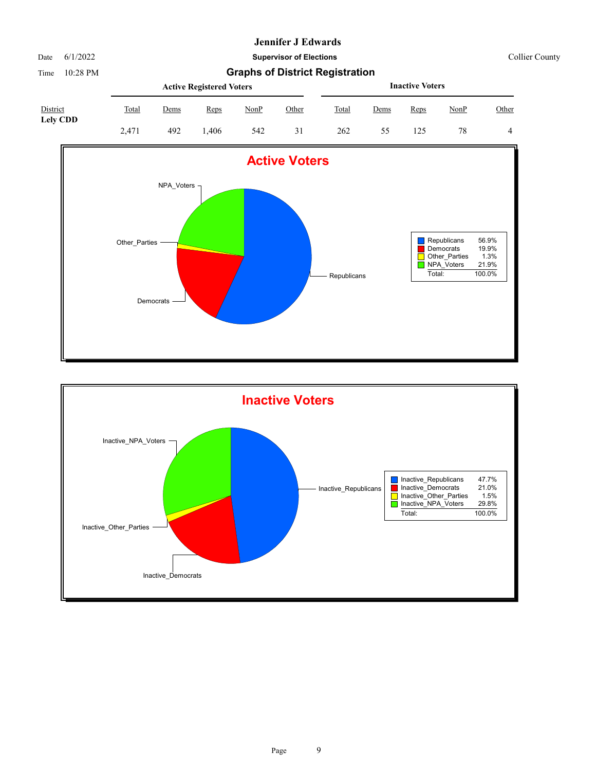# Jennifer J Edwards

Date 6/1/2022

**Supervisor of Elections**

Collier County

Time 10:28 PM

## Graphs of District Registration

| District | Active Registered Voters | | | | | Inactive Voters | | | | |
|---|---|---|---|---|---|---|---|---|---|---|
| | Total | Dems | Reps | NonP | Other | Total | Dems | Reps | NonP | Other |
| **Lely CDD** | 2,471 | 492 | 1,406 | 542 | 31 | 262 | 55 | 125 | 78 | 4 |

### Active Voters

| | |
|---|---|
| Republicans | 56.9% |
| Democrats | 19.9% |
| Other_Parties | 1.3% |
| NPA_Voters | 21.9% |
| Total: | 100.0% |

### Inactive Voters

| | |
|---|---|
| Inactive_Republicans | 47.7% |
| Inactive_Democrats | 21.0% |
| Inactive_Other_Parties | 1.5% |
| Inactive_NPA_Voters | 29.8% |
| Total: | 100.0% |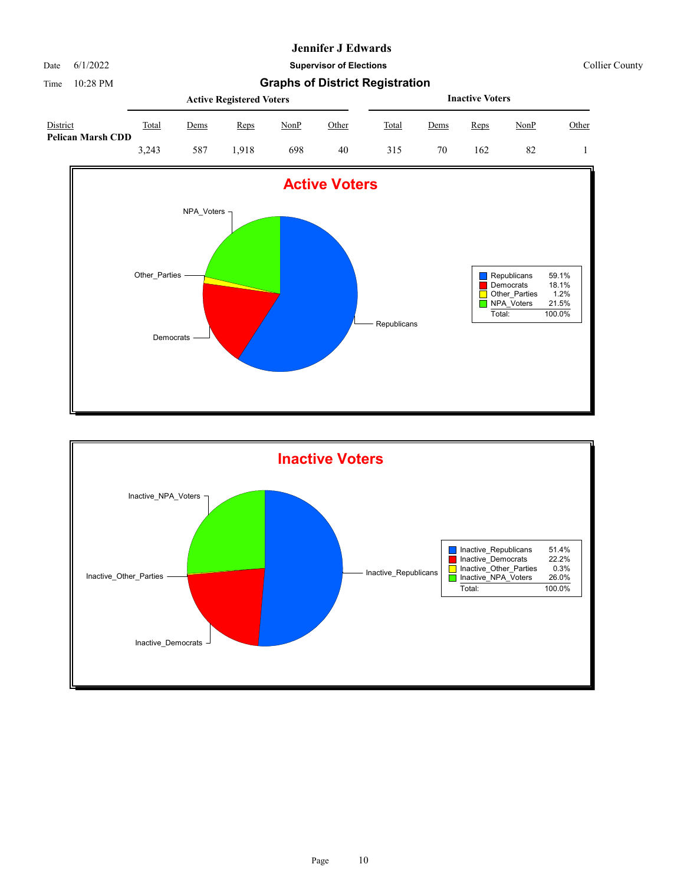**Jennifer J Edwards**

Date 6/1/2022 **Supervisor of Elections** Collier County

Time 10:28 PM

## Graphs of District Registration

| District | Active Registered Voters | | | | | Inactive Voters | | | | |
|---|---|---|---|---|---|---|---|---|---|---|
| | Total | Dems | Reps | NonP | Other | Total | Dems | Reps | NonP | Other |
| **Pelican Marsh CDD** | 3,243 | 587 | 1,918 | 698 | 40 | 315 | 70 | 162 | 82 | 1 |

### Active Voters

| | |
|---|---|
| Republicans | 59.1% |
| Democrats | 18.1% |
| Other_Parties | 1.2% |
| NPA_Voters | 21.5% |
| Total: | 100.0% |

### Inactive Voters

| | |
|---|---|
| Inactive_Republicans | 51.4% |
| Inactive_Democrats | 22.2% |
| Inactive_Other_Parties | 0.3% |
| Inactive_NPA_Voters | 26.0% |
| Total: | 100.0% |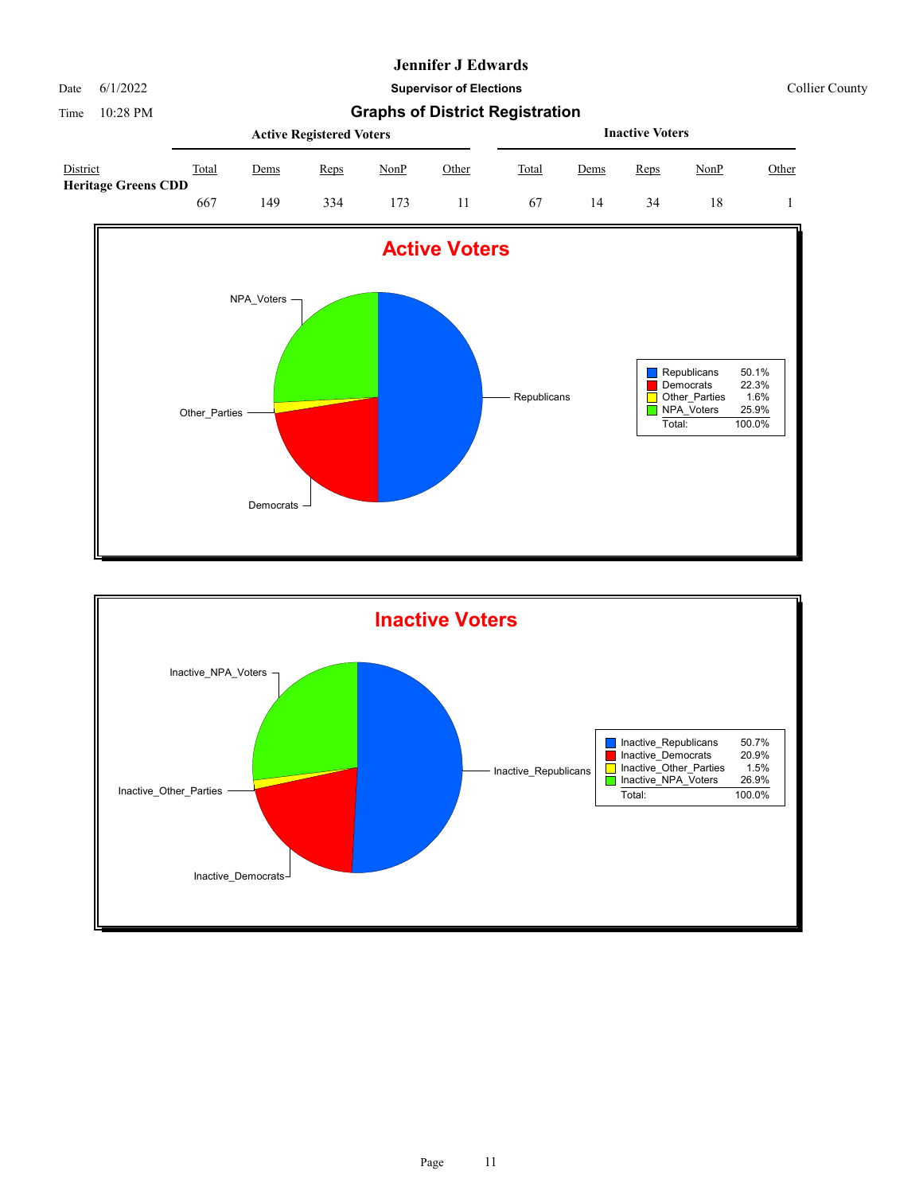# Jennifer J Edwards

Date 6/1/2022

**Supervisor of Elections**

Collier County

Time 10:28 PM

## Graphs of District Registration

| District | Active Registered Voters | | | | | Inactive Voters | | | | |
|---|---|---|---|---|---|---|---|---|---|---|
| | Total | Dems | Reps | NonP | Other | Total | Dems | Reps | NonP | Other |
| **Heritage Greens CDD** | 667 | 149 | 334 | 173 | 11 | 67 | 14 | 34 | 18 | 1 |

## Active Voters

| | |
|---|---|
| Republicans | 50.1% |
| Democrats | 22.3% |
| Other_Parties | 1.6% |
| NPA_Voters | 25.9% |
| Total: | 100.0% |

## Inactive Voters

| | |
|---|---|
| Inactive_Republicans | 50.7% |
| Inactive_Democrats | 20.9% |
| Inactive_Other_Parties | 1.5% |
| Inactive_NPA_Voters | 26.9% |
| Total: | 100.0% |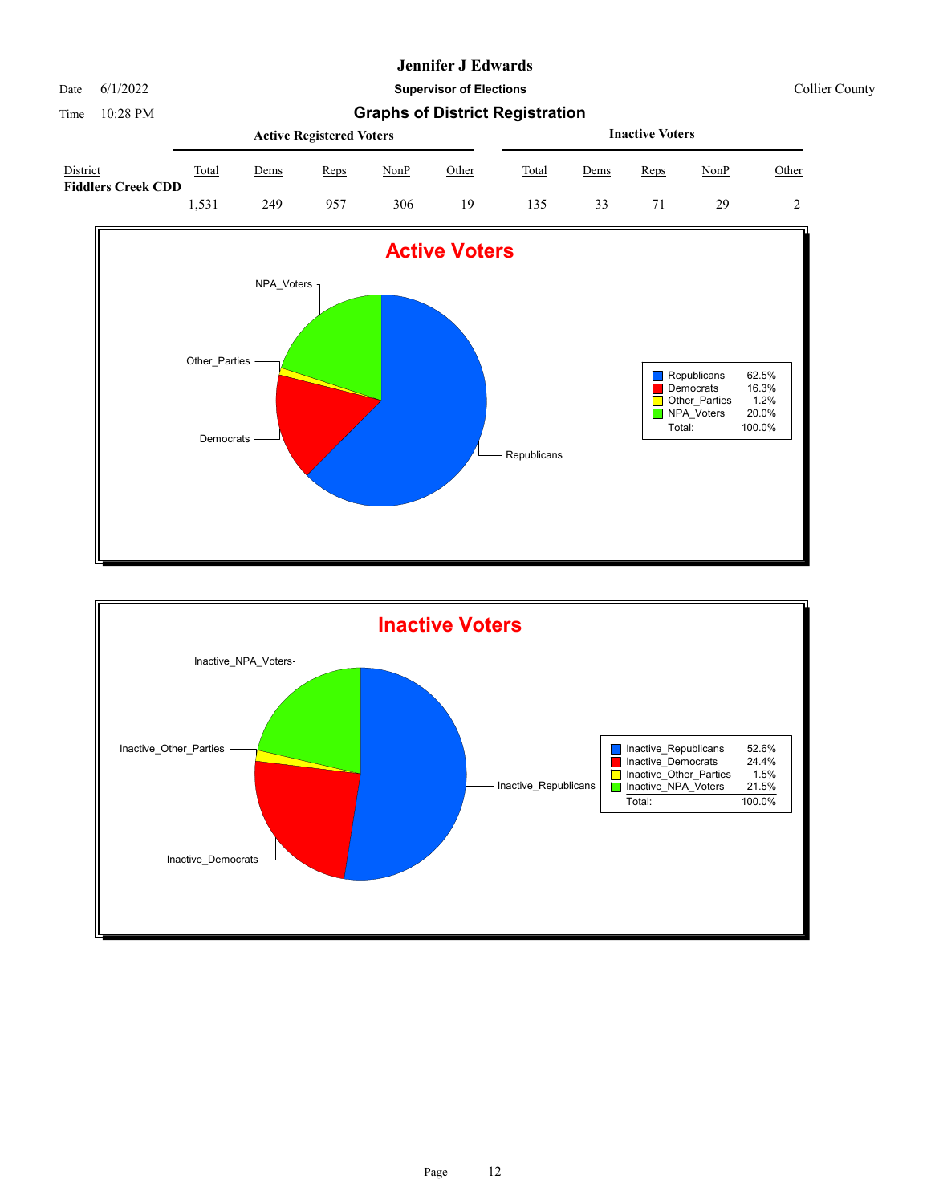# Jennifer J Edwards

Date 6/1/2022 **Supervisor of Elections** Collier County

Time 10:28 PM

## Graphs of District Registration

| District | Active Registered Voters | | | | | Inactive Voters | | | | |
|---|---|---|---|---|---|---|---|---|---|---|
| | Total | Dems | Reps | NonP | Other | Total | Dems | Reps | NonP | Other |
| **Fiddlers Creek CDD** | 1,531 | 249 | 957 | 306 | 19 | 135 | 33 | 71 | 29 | 2 |

### Active Voters

| | |
|---|---|
| Republicans | 62.5% |
| Democrats | 16.3% |
| Other_Parties | 1.2% |
| NPA_Voters | 20.0% |
| Total: | 100.0% |

### Inactive Voters

| | |
|---|---|
| Inactive_Republicans | 52.6% |
| Inactive_Democrats | 24.4% |
| Inactive_Other_Parties | 1.5% |
| Inactive_NPA_Voters | 21.5% |
| Total: | 100.0% |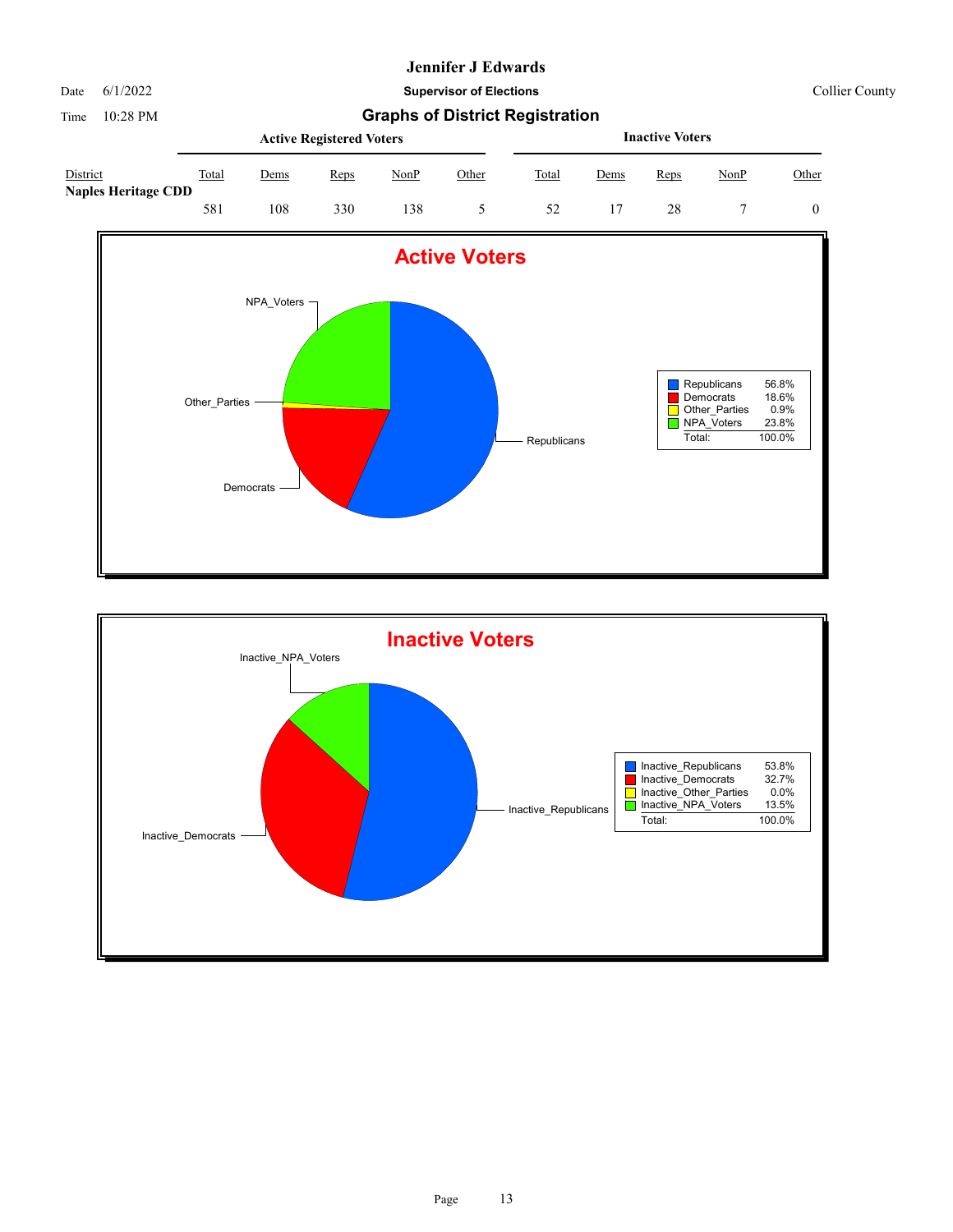# Jennifer J Edwards

Date 6/1/2022 **Supervisor of Elections** Collier County

Time 10:28 PM

## Graphs of District Registration

| District | Active Registered Voters | | | | | Inactive Voters | | | | |
|---|---|---|---|---|---|---|---|---|---|---|
| | Total | Dems | Reps | NonP | Other | Total | Dems | Reps | NonP | Other |
| **Naples Heritage CDD** | 581 | 108 | 330 | 138 | 5 | 52 | 17 | 28 | 7 | 0 |

### Active Voters

| Party | Percent |
|---|---|
| Republicans | 56.8% |
| Democrats | 18.6% |
| Other_Parties | 0.9% |
| NPA_Voters | 23.8% |
| Total: | 100.0% |

### Inactive Voters

| Party | Percent |
|---|---|
| Inactive_Republicans | 53.8% |
| Inactive_Democrats | 32.7% |
| Inactive_Other_Parties | 0.0% |
| Inactive_NPA_Voters | 13.5% |
| Total: | 100.0% |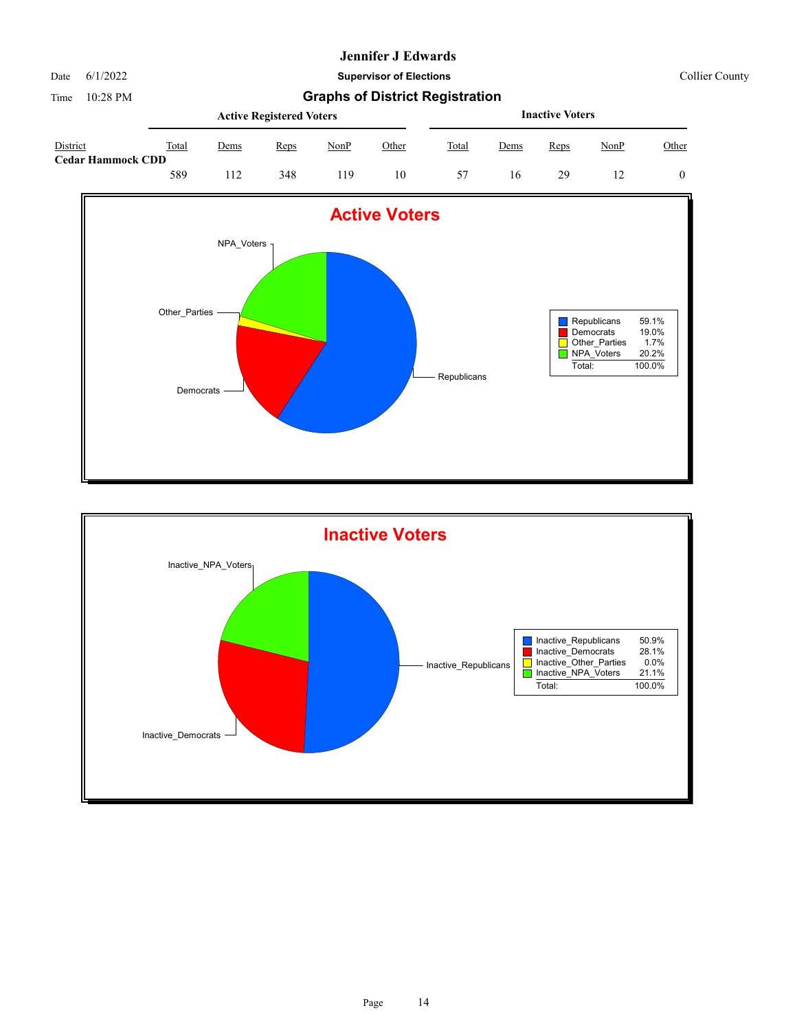# Jennifer J Edwards

Date 6/1/2022 **Supervisor of Elections** Collier County

Time 10:28 PM

## Graphs of District Registration

| District | Active Registered Voters | | | | | Inactive Voters | | | | |
|---|---|---|---|---|---|---|---|---|---|---|
| | Total | Dems | Reps | NonP | Other | Total | Dems | Reps | NonP | Other |
| **Cedar Hammock CDD** | 589 | 112 | 348 | 119 | 10 | 57 | 16 | 29 | 12 | 0 |

### Active Voters

| Party | Percent |
|---|---|
| Republicans | 59.1% |
| Democrats | 19.0% |
| Other_Parties | 1.7% |
| NPA_Voters | 20.2% |
| Total: | 100.0% |

### Inactive Voters

| Party | Percent |
|---|---|
| Inactive_Republicans | 50.9% |
| Inactive_Democrats | 28.1% |
| Inactive_Other_Parties | 0.0% |
| Inactive_NPA_Voters | 21.1% |
| Total: | 100.0% |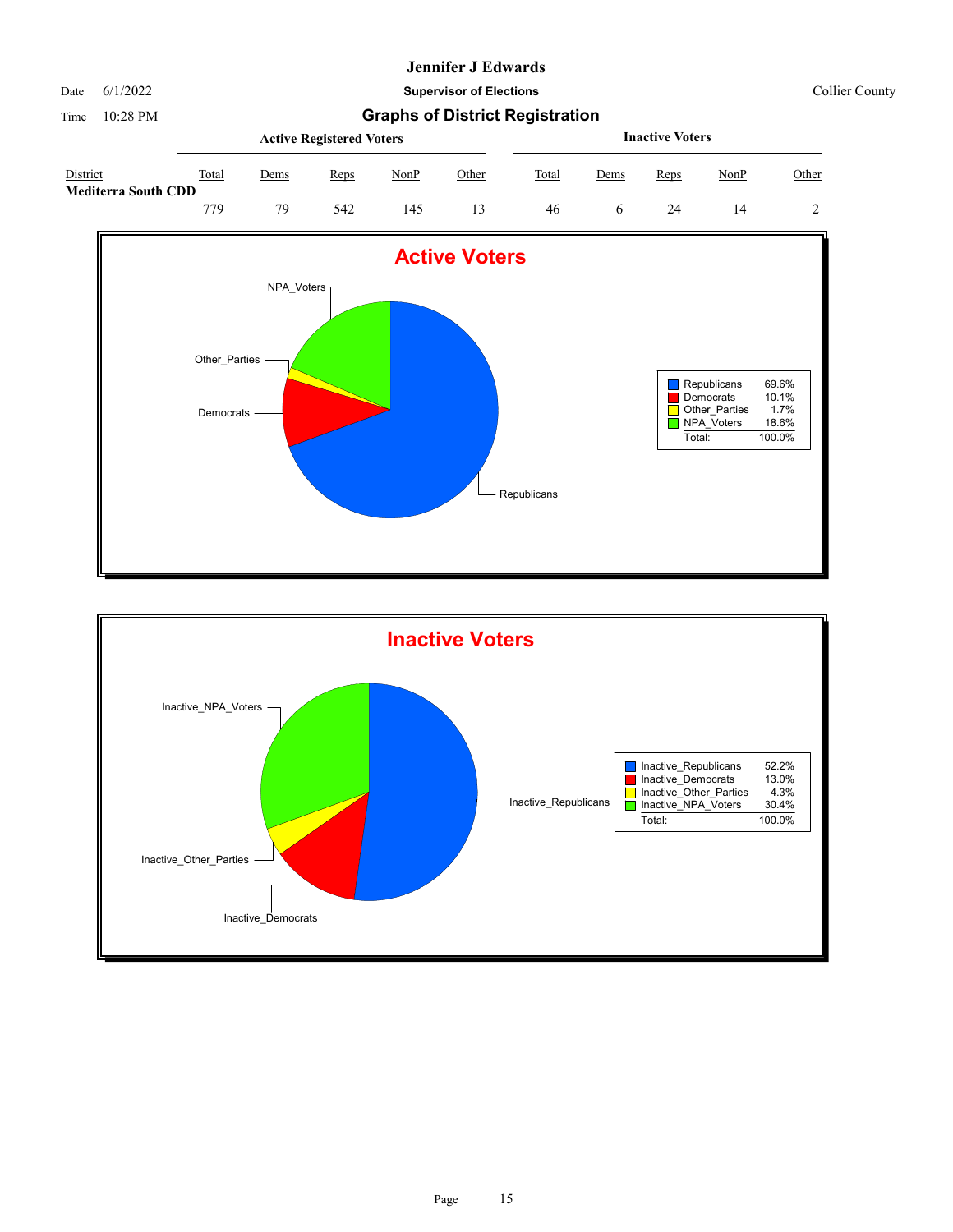# Jennifer J Edwards

Date 6/1/2022

**Supervisor of Elections**

Collier County

Time 10:28 PM

## Graphs of District Registration

| District | Active Registered Voters | | | | | Inactive Voters | | | | |
|---|---|---|---|---|---|---|---|---|---|---|
| | Total | Dems | Reps | NonP | Other | Total | Dems | Reps | NonP | Other |
| **Mediterra South CDD** | 779 | 79 | 542 | 145 | 13 | 46 | 6 | 24 | 14 | 2 |

## Active Voters

| | |
|---|---|
| Republicans | 69.6% |
| Democrats | 10.1% |
| Other_Parties | 1.7% |
| NPA_Voters | 18.6% |
| Total: | 100.0% |

## Inactive Voters

| | |
|---|---|
| Inactive_Republicans | 52.2% |
| Inactive_Democrats | 13.0% |
| Inactive_Other_Parties | 4.3% |
| Inactive_NPA_Voters | 30.4% |
| Total: | 100.0% |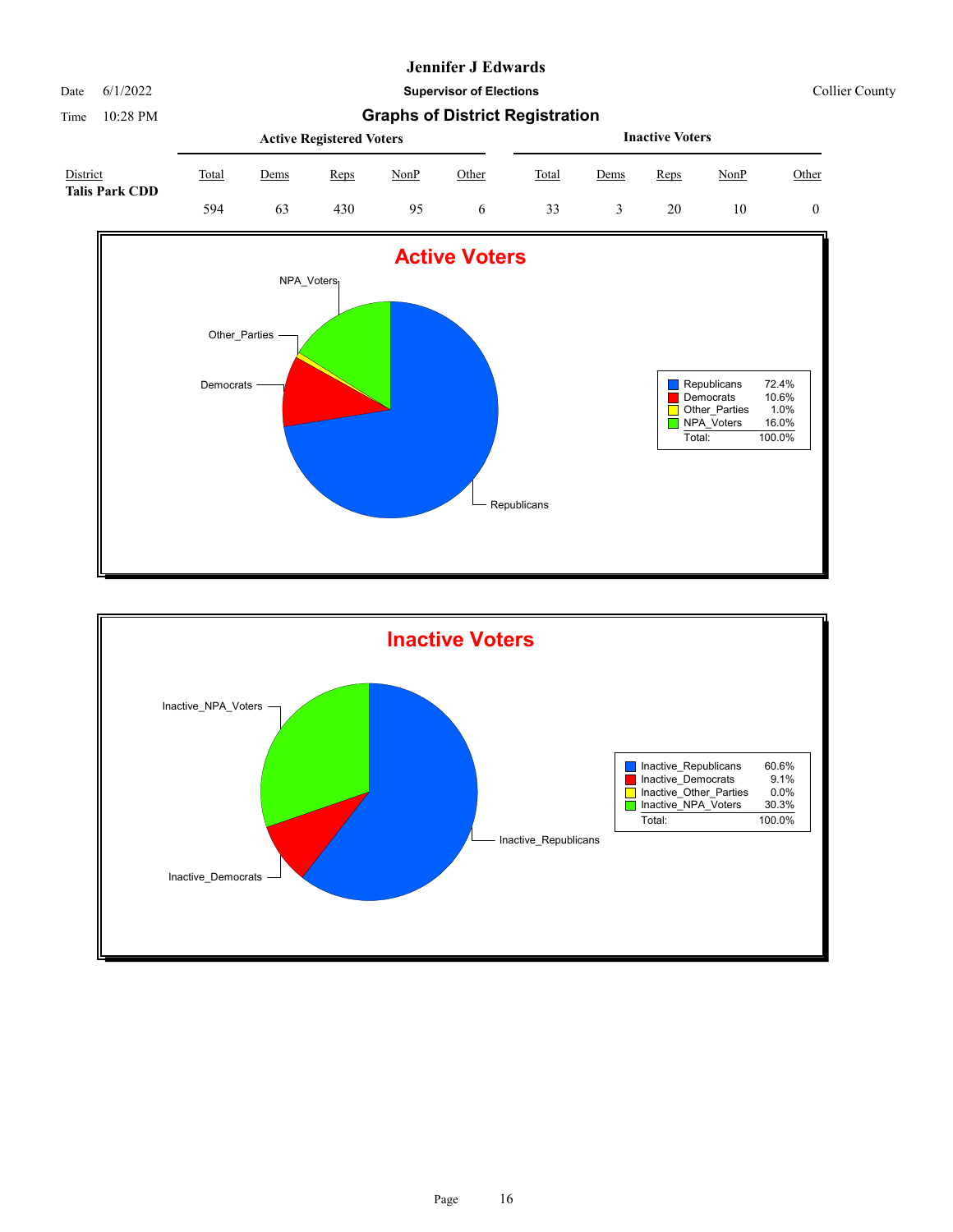# Jennifer J Edwards

Date 6/1/2022 **Supervisor of Elections** Collier County

Time 10:28 PM

## Graphs of District Registration

| District | Active Registered Voters | | | | | Inactive Voters | | | | |
|---|---|---|---|---|---|---|---|---|---|---|
| | Total | Dems | Reps | NonP | Other | Total | Dems | Reps | NonP | Other |
| **Talis Park CDD** | 594 | 63 | 430 | 95 | 6 | 33 | 3 | 20 | 10 | 0 |

### Active Voters

| Party | Percent |
|---|---|
| Republicans | 72.4% |
| Democrats | 10.6% |
| Other_Parties | 1.0% |
| NPA_Voters | 16.0% |
| Total: | 100.0% |

### Inactive Voters

| Party | Percent |
|---|---|
| Inactive_Republicans | 60.6% |
| Inactive_Democrats | 9.1% |
| Inactive_Other_Parties | 0.0% |
| Inactive_NPA_Voters | 30.3% |
| Total: | 100.0% |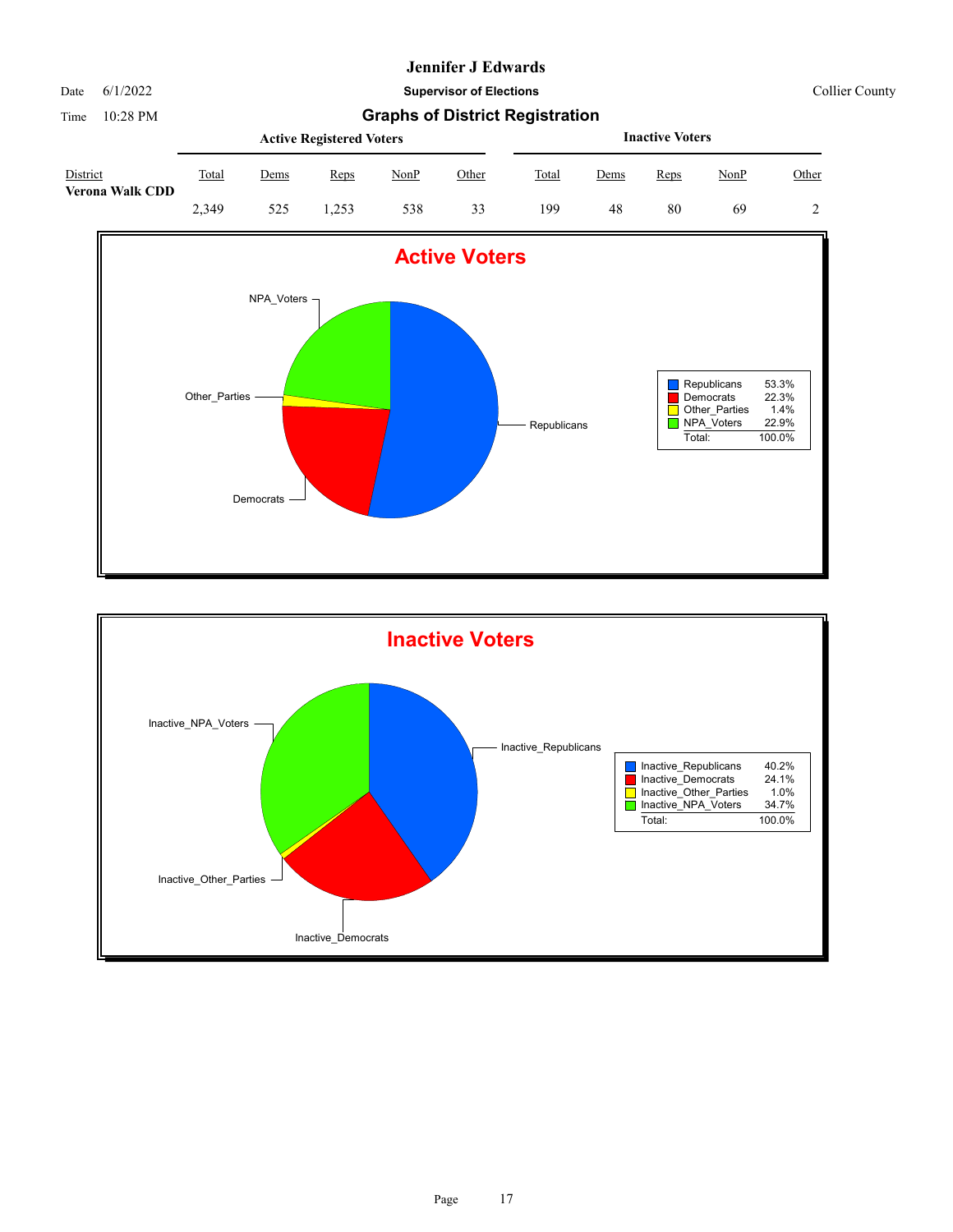# Jennifer J Edwards

Date 6/1/2022 — **Supervisor of Elections** — Collier County

Time 10:28 PM — **Graphs of District Registration**

| District | Active Registered Voters | | | | | Inactive Voters | | | | |
|---|---|---|---|---|---|---|---|---|---|---|
| | Total | Dems | Reps | NonP | Other | Total | Dems | Reps | NonP | Other |
| **Verona Walk CDD** | 2,349 | 525 | 1,253 | 538 | 33 | 199 | 48 | 80 | 69 | 2 |

## Active Voters

| | |
|---|---|
| Republicans | 53.3% |
| Democrats | 22.3% |
| Other_Parties | 1.4% |
| NPA_Voters | 22.9% |
| Total: | 100.0% |

## Inactive Voters

| | |
|---|---|
| Inactive_Republicans | 40.2% |
| Inactive_Democrats | 24.1% |
| Inactive_Other_Parties | 1.0% |
| Inactive_NPA_Voters | 34.7% |
| Total: | 100.0% |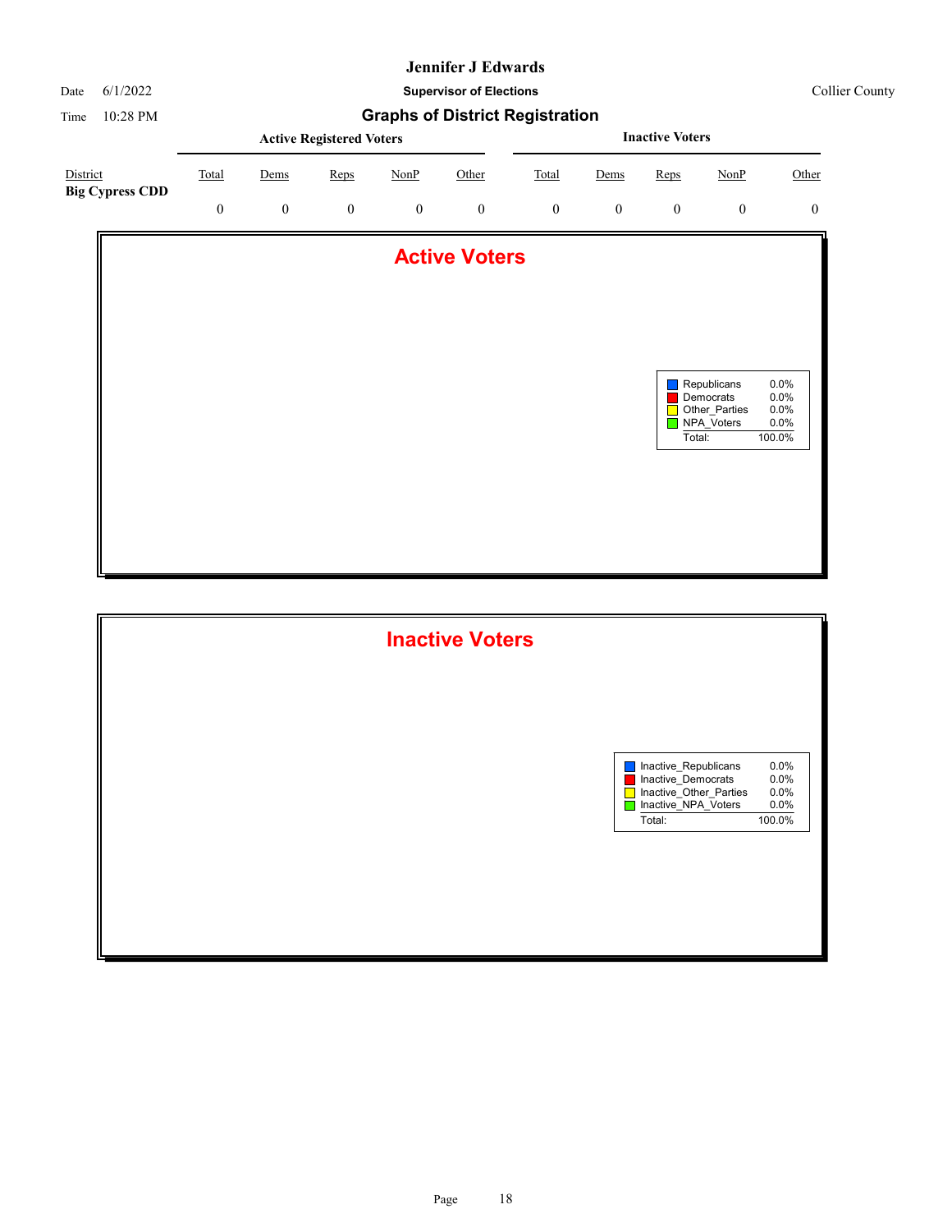# Jennifer J Edwards

Date 6/1/2022 **Supervisor of Elections** Collier County

Time 10:28 PM

## Graphs of District Registration

| District | Active Registered Voters | | | | | Inactive Voters | | | | |
|---|---|---|---|---|---|---|---|---|---|---|
| | Total | Dems | Reps | NonP | Other | Total | Dems | Reps | NonP | Other |
| **Big Cypress CDD** | 0 | 0 | 0 | 0 | 0 | 0 | 0 | 0 | 0 | 0 |

## Active Voters

| | |
|---|---|
| Republicans | 0.0% |
| Democrats | 0.0% |
| Other_Parties | 0.0% |
| NPA_Voters | 0.0% |
| Total: | 100.0% |

## Inactive Voters

| | |
|---|---|
| Inactive_Republicans | 0.0% |
| Inactive_Democrats | 0.0% |
| Inactive_Other_Parties | 0.0% |
| Inactive_NPA_Voters | 0.0% |
| Total: | 100.0% |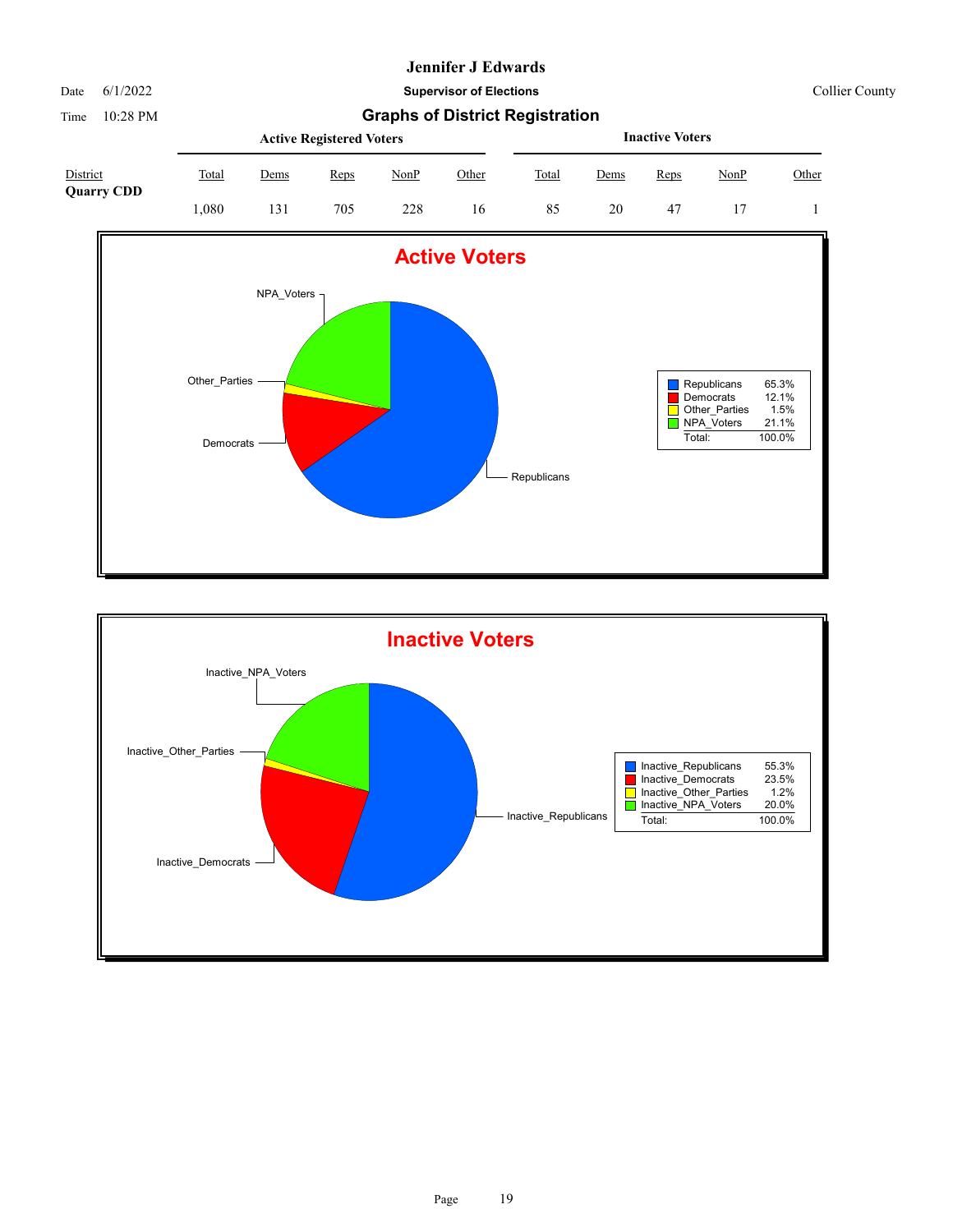# Jennifer J Edwards

Date 6/1/2022

**Supervisor of Elections**

Collier County

Time 10:28 PM

## Graphs of District Registration

| District | Active Registered Voters | | | | | Inactive Voters | | | | |
|---|---|---|---|---|---|---|---|---|---|---|
| | Total | Dems | Reps | NonP | Other | Total | Dems | Reps | NonP | Other |
| **Quarry CDD** | 1,080 | 131 | 705 | 228 | 16 | 85 | 20 | 47 | 17 | 1 |

### Active Voters

| | |
|---|---|
| Republicans | 65.3% |
| Democrats | 12.1% |
| Other_Parties | 1.5% |
| NPA_Voters | 21.1% |
| Total: | 100.0% |

### Inactive Voters

| | |
|---|---|
| Inactive_Republicans | 55.3% |
| Inactive_Democrats | 23.5% |
| Inactive_Other_Parties | 1.2% |
| Inactive_NPA_Voters | 20.0% |
| Total: | 100.0% |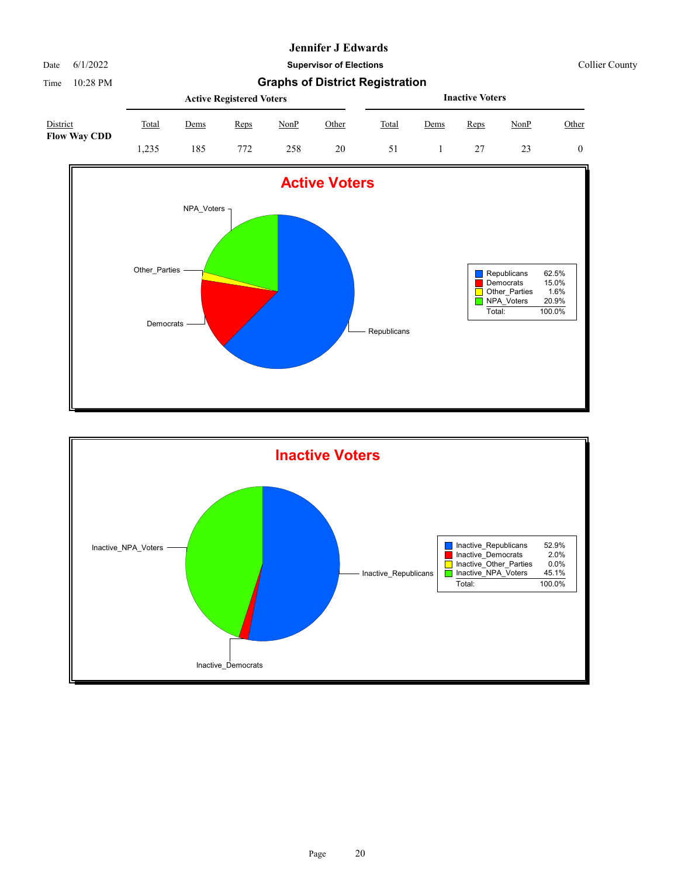# Jennifer J Edwards

**Supervisor of Elections**

Date 6/1/2022 Collier County

Time 10:28 PM

## Graphs of District Registration

| District | Active Registered Voters | | | | | Inactive Voters | | | | |
|---|---|---|---|---|---|---|---|---|---|---|
| | Total | Dems | Reps | NonP | Other | Total | Dems | Reps | NonP | Other |
| **Flow Way CDD** | 1,235 | 185 | 772 | 258 | 20 | 51 | 1 | 27 | 23 | 0 |

### Active Voters

| | |
|---|---|
| Republicans | 62.5% |
| Democrats | 15.0% |
| Other_Parties | 1.6% |
| NPA_Voters | 20.9% |
| Total: | 100.0% |

### Inactive Voters

| | |
|---|---|
| Inactive_Republicans | 52.9% |
| Inactive_Democrats | 2.0% |
| Inactive_Other_Parties | 0.0% |
| Inactive_NPA_Voters | 45.1% |
| Total: | 100.0% |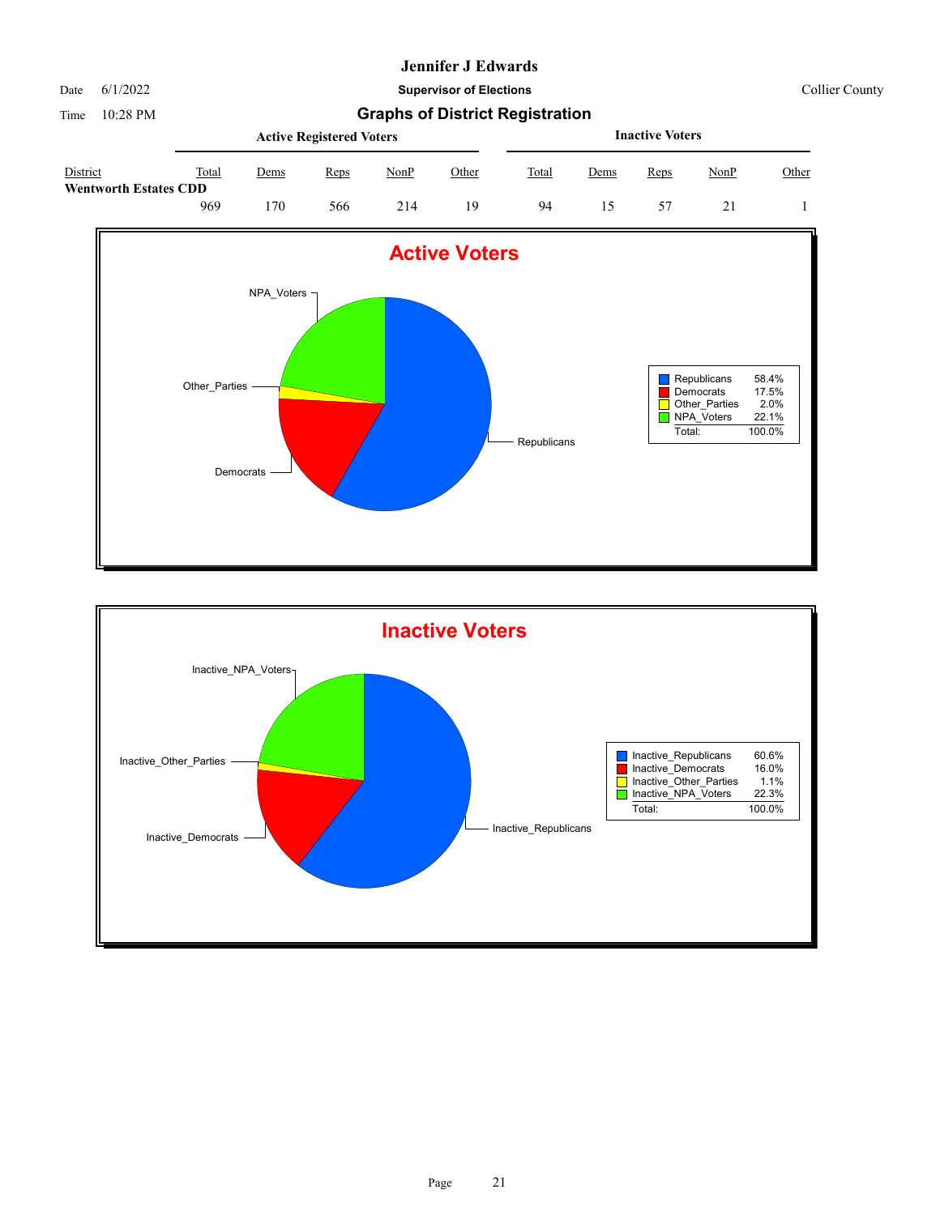# Jennifer J Edwards

Date 6/1/2022 **Supervisor of Elections** Collier County

Time 10:28 PM

## Graphs of District Registration

| District | Active Registered Voters | | | | | Inactive Voters | | | | |
|---|---|---|---|---|---|---|---|---|---|---|
| | Total | Dems | Reps | NonP | Other | Total | Dems | Reps | NonP | Other |
| **Wentworth Estates CDD** | 969 | 170 | 566 | 214 | 19 | 94 | 15 | 57 | 21 | 1 |

### Active Voters

| | |
|---|---|
| Republicans | 58.4% |
| Democrats | 17.5% |
| Other_Parties | 2.0% |
| NPA_Voters | 22.1% |
| Total: | 100.0% |

### Inactive Voters

| | |
|---|---|
| Inactive_Republicans | 60.6% |
| Inactive_Democrats | 16.0% |
| Inactive_Other_Parties | 1.1% |
| Inactive_NPA_Voters | 22.3% |
| Total: | 100.0% |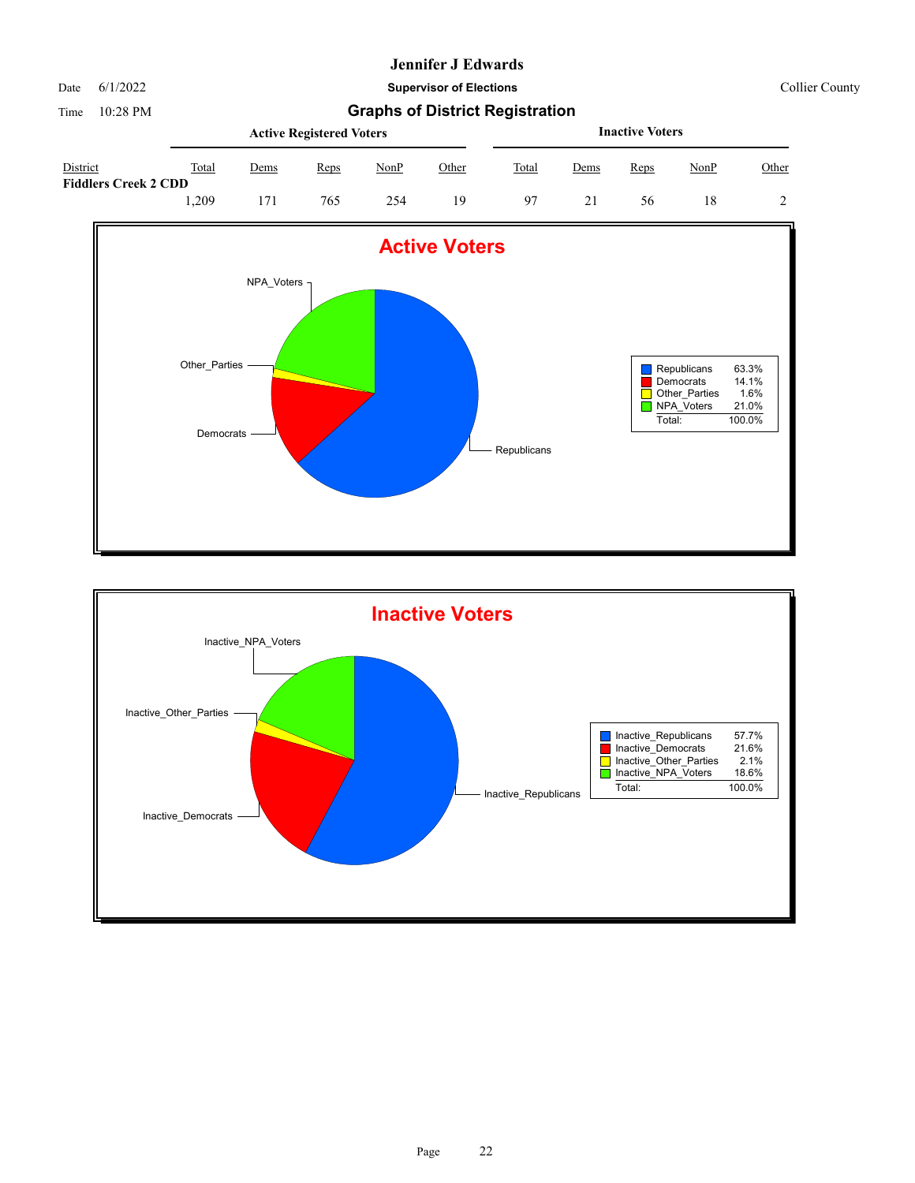# Jennifer J Edwards

Date 6/1/2022 **Supervisor of Elections** Collier County

Time 10:28 PM

## Graphs of District Registration

| District | Active Registered Voters | | | | | Inactive Voters | | | | |
|---|---|---|---|---|---|---|---|---|---|---|
| | Total | Dems | Reps | NonP | Other | Total | Dems | Reps | NonP | Other |
| **Fiddlers Creek 2 CDD** | | | | | | | | | | |
| | 1,209 | 171 | 765 | 254 | 19 | 97 | 21 | 56 | 18 | 2 |

### Active Voters

| | |
|---|---|
| Republicans | 63.3% |
| Democrats | 14.1% |
| Other_Parties | 1.6% |
| NPA_Voters | 21.0% |
| Total: | 100.0% |

### Inactive Voters

| | |
|---|---|
| Inactive_Republicans | 57.7% |
| Inactive_Democrats | 21.6% |
| Inactive_Other_Parties | 2.1% |
| Inactive_NPA_Voters | 18.6% |
| Total: | 100.0% |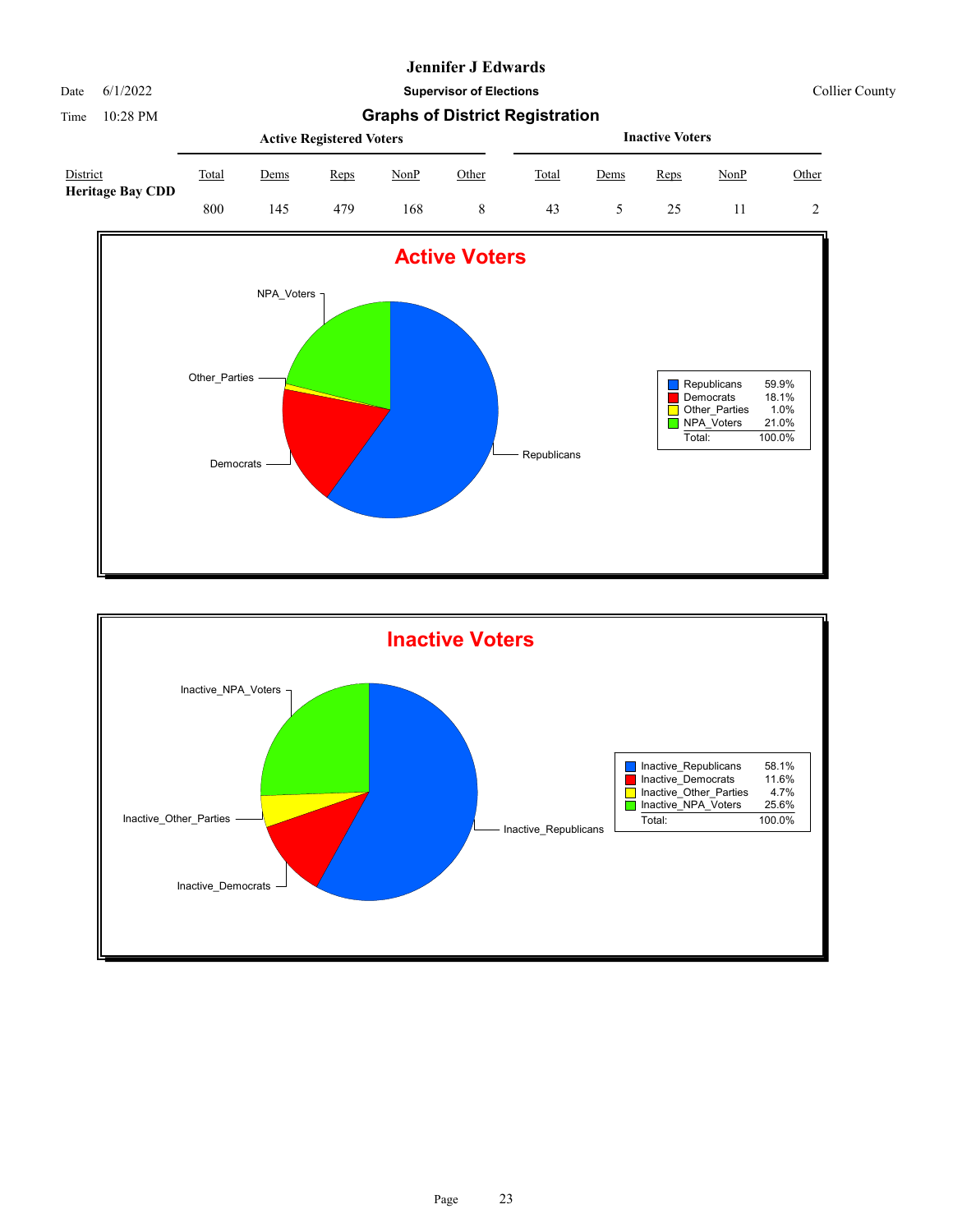# Jennifer J Edwards

Date 6/1/2022 **Supervisor of Elections** Collier County

Time 10:28 PM

## Graphs of District Registration

| District | Active Registered Voters | | | | | Inactive Voters | | | | |
|---|---|---|---|---|---|---|---|---|---|---|
| | Total | Dems | Reps | NonP | Other | Total | Dems | Reps | NonP | Other |
| **Heritage Bay CDD** | 800 | 145 | 479 | 168 | 8 | 43 | 5 | 25 | 11 | 2 |

### Active Voters

| | |
|---|---|
| Republicans | 59.9% |
| Democrats | 18.1% |
| Other_Parties | 1.0% |
| NPA_Voters | 21.0% |
| Total: | 100.0% |

### Inactive Voters

| | |
|---|---|
| Inactive_Republicans | 58.1% |
| Inactive_Democrats | 11.6% |
| Inactive_Other_Parties | 4.7% |
| Inactive_NPA_Voters | 25.6% |
| Total: | 100.0% |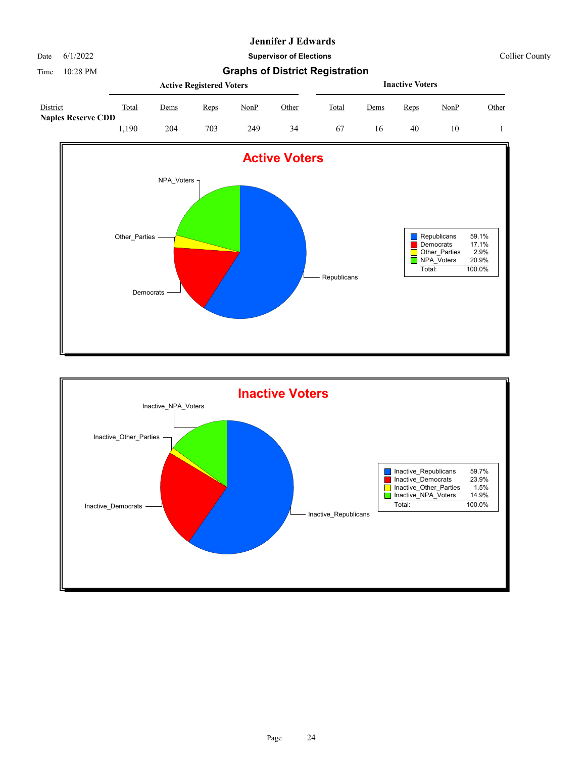**Jennifer J Edwards**

Date 6/1/2022 **Supervisor of Elections** Collier County

Time 10:28 PM

## Graphs of District Registration

| District | Active Registered Voters | | | | | Inactive Voters | | | | |
|---|---|---|---|---|---|---|---|---|---|---|
| | Total | Dems | Reps | NonP | Other | Total | Dems | Reps | NonP | Other |
| **Naples Reserve CDD** | 1,190 | 204 | 703 | 249 | 34 | 67 | 16 | 40 | 10 | 1 |

### Active Voters

| | |
|---|---|
| Republicans | 59.1% |
| Democrats | 17.1% |
| Other_Parties | 2.9% |
| NPA_Voters | 20.9% |
| Total: | 100.0% |

### Inactive Voters

| | |
|---|---|
| Inactive_Republicans | 59.7% |
| Inactive_Democrats | 23.9% |
| Inactive_Other_Parties | 1.5% |
| Inactive_NPA_Voters | 14.9% |
| Total: | 100.0% |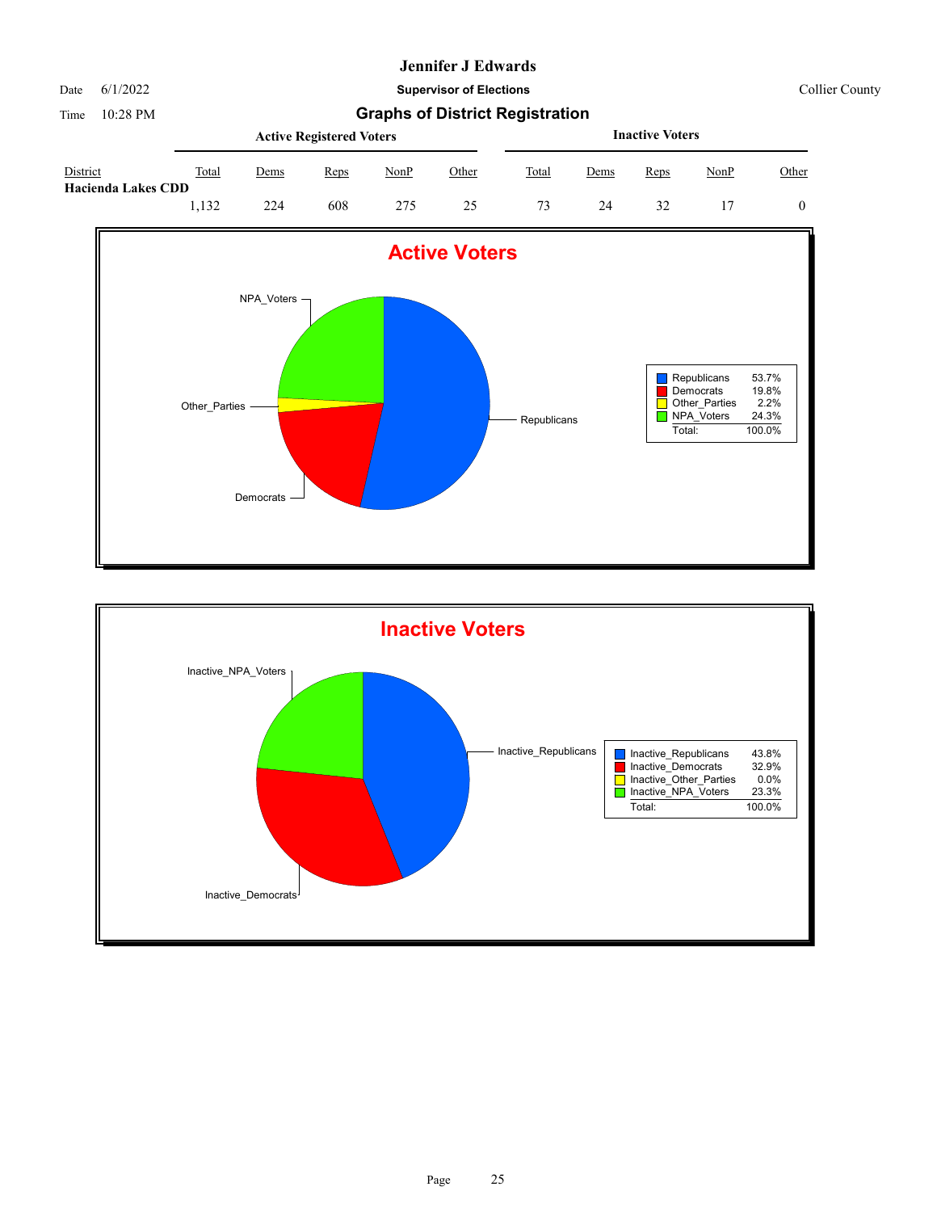# Jennifer J Edwards

Date 6/1/2022

Time 10:28 PM

**Supervisor of Elections**

Collier County

## Graphs of District Registration

| District | Active Registered Voters | | | | | Inactive Voters | | | | |
|---|---|---|---|---|---|---|---|---|---|---|
| | Total | Dems | Reps | NonP | Other | Total | Dems | Reps | NonP | Other |
| **Hacienda Lakes CDD** | 1,132 | 224 | 608 | 275 | 25 | 73 | 24 | 32 | 17 | 0 |

### Active Voters

| | |
|---|---|
| Republicans | 53.7% |
| Democrats | 19.8% |
| Other_Parties | 2.2% |
| NPA_Voters | 24.3% |
| Total: | 100.0% |

### Inactive Voters

| | |
|---|---|
| Inactive_Republicans | 43.8% |
| Inactive_Democrats | 32.9% |
| Inactive_Other_Parties | 0.0% |
| Inactive_NPA_Voters | 23.3% |
| Total: | 100.0% |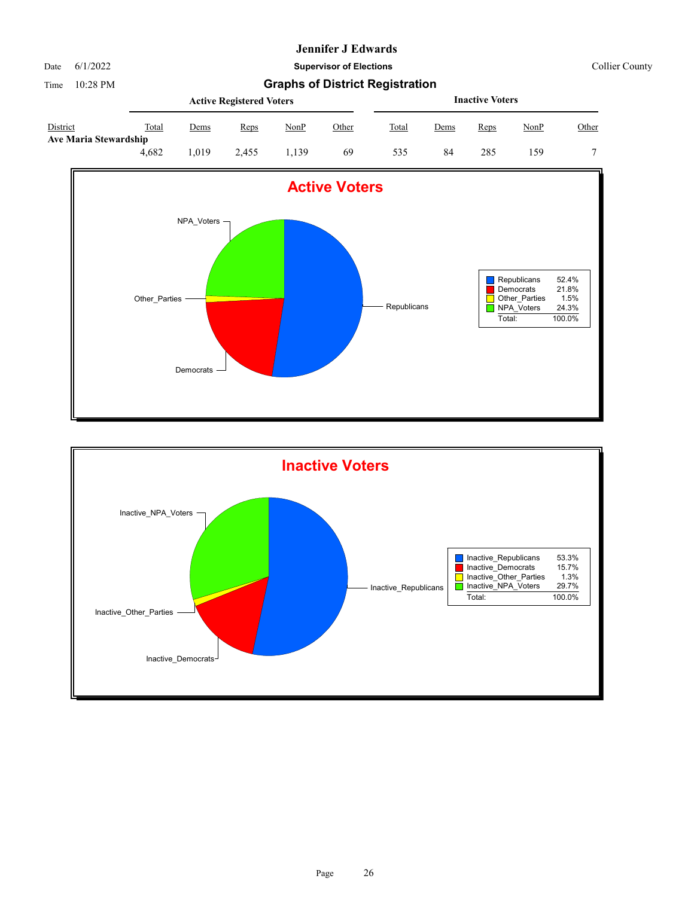# Jennifer J Edwards

Date 6/1/2022

Time 10:28 PM

**Supervisor of Elections**

Collier County

## Graphs of District Registration

| District | Active Registered Voters Total | Dems | Reps | NonP | Other | Inactive Voters Total | Dems | Reps | NonP | Other |
|---|---|---|---|---|---|---|---|---|---|---|
| **Ave Maria Stewardship** | 4,682 | 1,019 | 2,455 | 1,139 | 69 | 535 | 84 | 285 | 159 | 7 |

### Active Voters

| | |
|---|---|
| Republicans | 52.4% |
| Democrats | 21.8% |
| Other_Parties | 1.5% |
| NPA_Voters | 24.3% |
| Total: | 100.0% |

### Inactive Voters

| | |
|---|---|
| Inactive_Republicans | 53.3% |
| Inactive_Democrats | 15.7% |
| Inactive_Other_Parties | 1.3% |
| Inactive_NPA_Voters | 29.7% |
| Total: | 100.0% |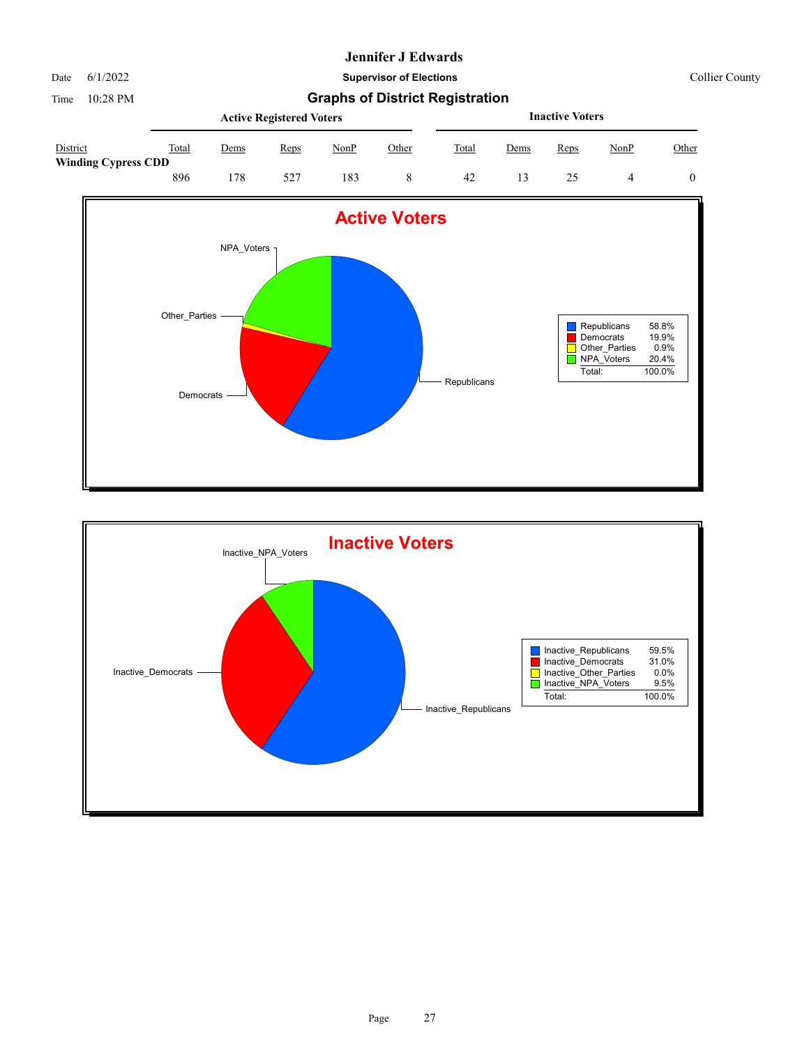# Jennifer J Edwards

Date 6/1/2022 **Supervisor of Elections** Collier County

Time 10:28 PM

## Graphs of District Registration

| District | Active Registered Voters | | | | | Inactive Voters | | | | |
|---|---|---|---|---|---|---|---|---|---|---|
| | Total | Dems | Reps | NonP | Other | Total | Dems | Reps | NonP | Other |
| **Winding Cypress CDD** | 896 | 178 | 527 | 183 | 8 | 42 | 13 | 25 | 4 | 0 |

### Active Voters

| | |
|---|---|
| Republicans | 58.8% |
| Democrats | 19.9% |
| Other_Parties | 0.9% |
| NPA_Voters | 20.4% |
| Total: | 100.0% |

### Inactive Voters

| | |
|---|---|
| Inactive_Republicans | 59.5% |
| Inactive_Democrats | 31.0% |
| Inactive_Other_Parties | 0.0% |
| Inactive_NPA_Voters | 9.5% |
| Total: | 100.0% |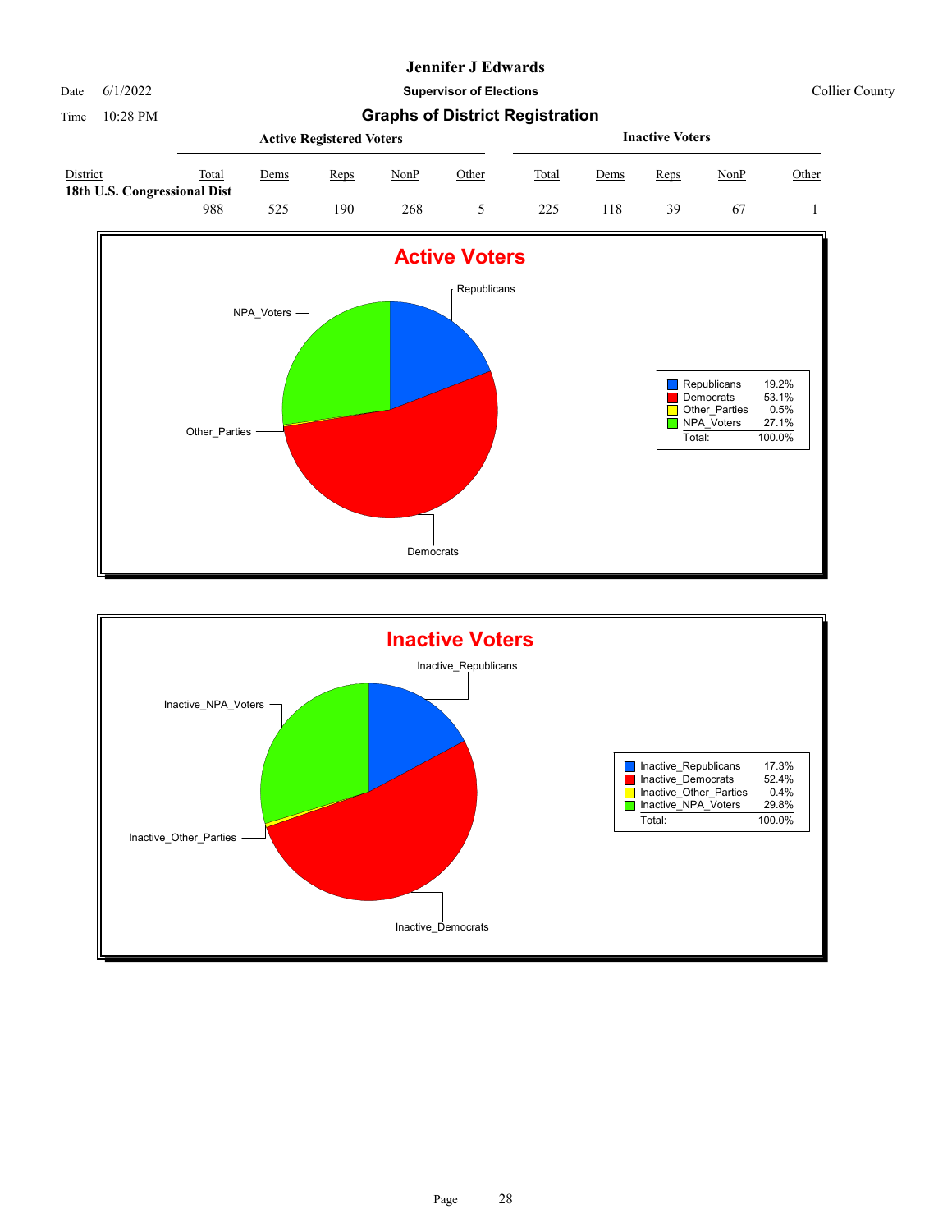# Jennifer J Edwards

**Supervisor of Elections**

Date 6/1/2022 Collier County

Time 10:28 PM

## Graphs of District Registration

| District | Active Registered Voters | | | | | Inactive Voters | | | | |
|---|---|---|---|---|---|---|---|---|---|---|
| | Total | Dems | Reps | NonP | Other | Total | Dems | Reps | NonP | Other |
| **18th U.S. Congressional Dist** | 988 | 525 | 190 | 268 | 5 | 225 | 118 | 39 | 67 | 1 |

### Active Voters

| | |
|---|---|
| Republicans | 19.2% |
| Democrats | 53.1% |
| Other_Parties | 0.5% |
| NPA_Voters | 27.1% |
| Total: | 100.0% |

### Inactive Voters

| | |
|---|---|
| Inactive_Republicans | 17.3% |
| Inactive_Democrats | 52.4% |
| Inactive_Other_Parties | 0.4% |
| Inactive_NPA_Voters | 29.8% |
| Total: | 100.0% |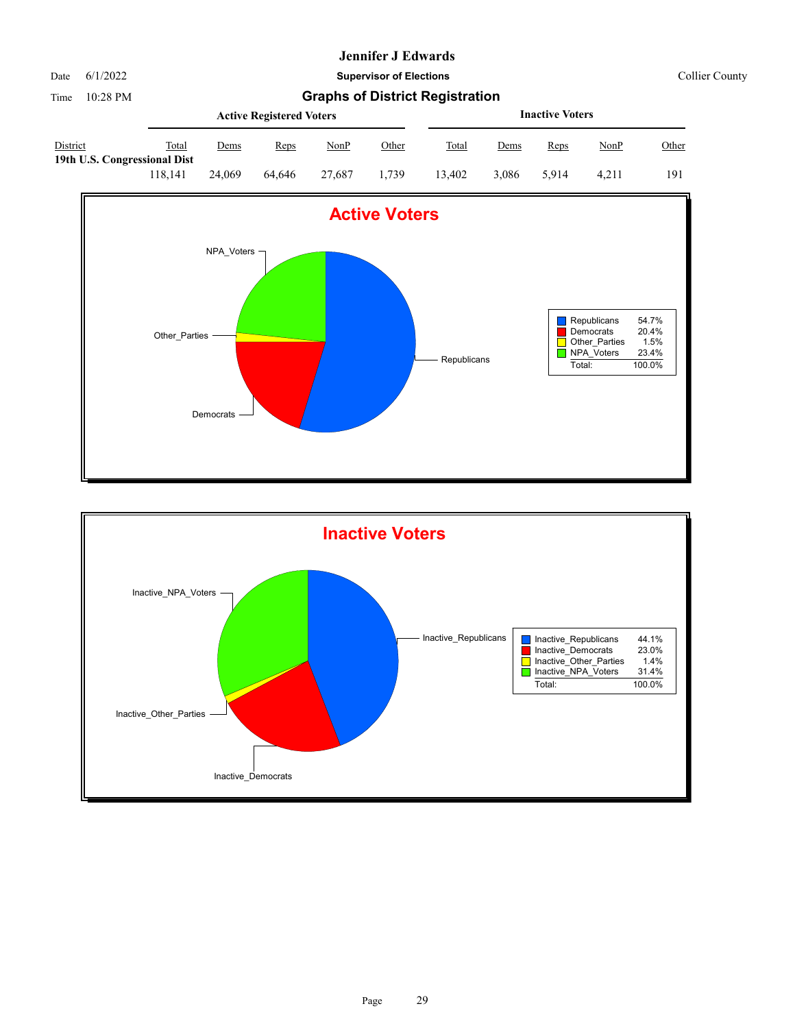# Jennifer J Edwards

**Supervisor of Elections**

Collier County

Date 6/1/2022

Time 10:28 PM

## Graphs of District Registration

| District | Active Registered Voters Total | Dems | Reps | NonP | Other | Inactive Voters Total | Dems | Reps | NonP | Other |
|---|---|---|---|---|---|---|---|---|---|---|
| **19th U.S. Congressional Dist** | 118,141 | 24,069 | 64,646 | 27,687 | 1,739 | 13,402 | 3,086 | 5,914 | 4,211 | 191 |

### Active Voters

| Party | Percent |
|---|---|
| Republicans | 54.7% |
| Democrats | 20.4% |
| Other_Parties | 1.5% |
| NPA_Voters | 23.4% |
| Total: | 100.0% |

### Inactive Voters

| Party | Percent |
|---|---|
| Inactive_Republicans | 44.1% |
| Inactive_Democrats | 23.0% |
| Inactive_Other_Parties | 1.4% |
| Inactive_NPA_Voters | 31.4% |
| Total: | 100.0% |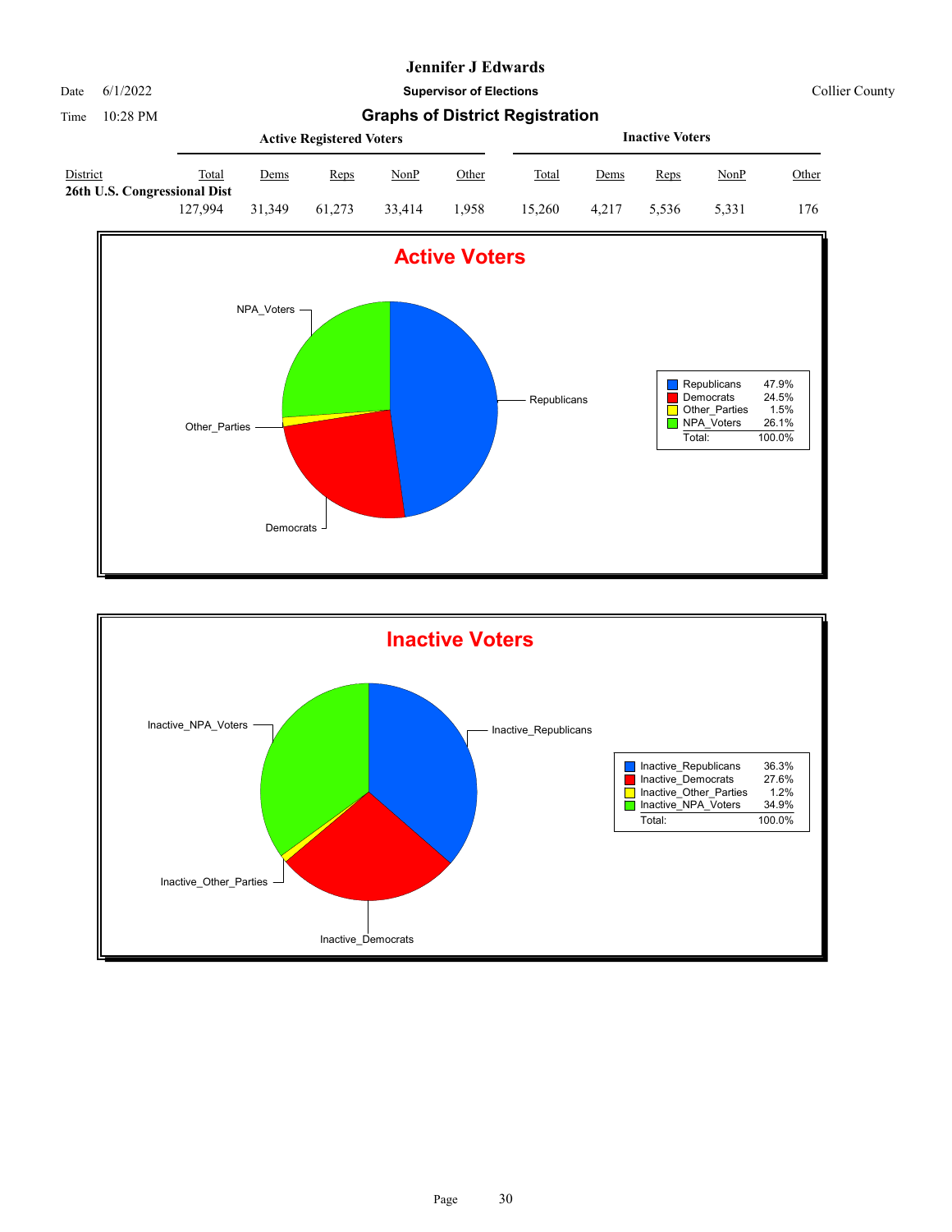# Jennifer J Edwards

Date 6/1/2022

Time 10:28 PM

**Supervisor of Elections**

Collier County

## Graphs of District Registration

| District | Active Registered Voters | | | | | Inactive Voters | | | | |
|---|---|---|---|---|---|---|---|---|---|---|
| | Total | Dems | Reps | NonP | Other | Total | Dems | Reps | NonP | Other |
| **26th U.S. Congressional Dist** | | | | | | | | | | |
| | 127,994 | 31,349 | 61,273 | 33,414 | 1,958 | 15,260 | 4,217 | 5,536 | 5,331 | 176 |

### Active Voters

| | |
|---|---|
| Republicans | 47.9% |
| Democrats | 24.5% |
| Other_Parties | 1.5% |
| NPA_Voters | 26.1% |
| Total: | 100.0% |

### Inactive Voters

| | |
|---|---|
| Inactive_Republicans | 36.3% |
| Inactive_Democrats | 27.6% |
| Inactive_Other_Parties | 1.2% |
| Inactive_NPA_Voters | 34.9% |
| Total: | 100.0% |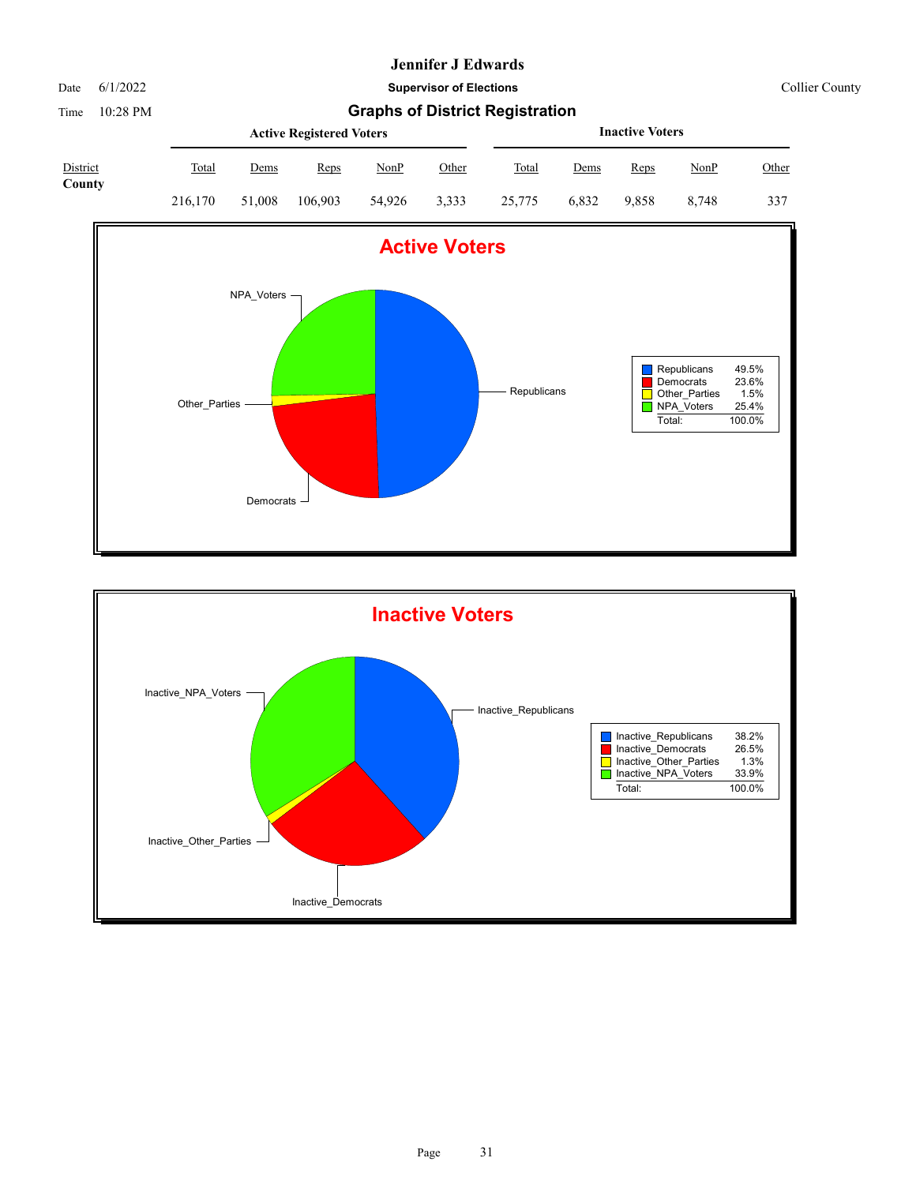# Jennifer J Edwards

Date 6/1/2022

**Supervisor of Elections**

Collier County

Time 10:28 PM

## Graphs of District Registration

| District | Active Registered Voters | | | | | Inactive Voters | | | | |
|---|---|---|---|---|---|---|---|---|---|---|
| | Total | Dems | Reps | NonP | Other | Total | Dems | Reps | NonP | Other |
| **County** | 216,170 | 51,008 | 106,903 | 54,926 | 3,333 | 25,775 | 6,832 | 9,858 | 8,748 | 337 |

### Active Voters

| | |
|---|---|
| Republicans | 49.5% |
| Democrats | 23.6% |
| Other_Parties | 1.5% |
| NPA_Voters | 25.4% |
| Total: | 100.0% |

### Inactive Voters

| | |
|---|---|
| Inactive_Republicans | 38.2% |
| Inactive_Democrats | 26.5% |
| Inactive_Other_Parties | 1.3% |
| Inactive_NPA_Voters | 33.9% |
| Total: | 100.0% |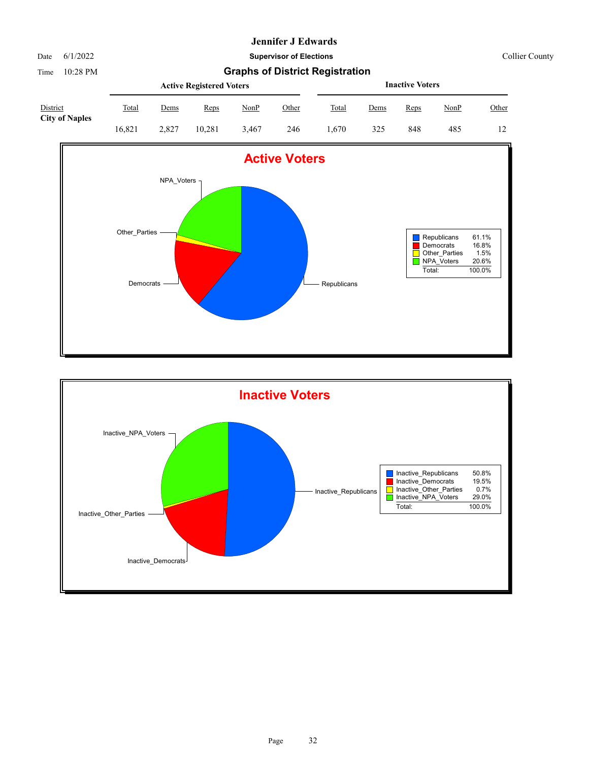# Jennifer J Edwards

Date 6/1/2022 **Supervisor of Elections** Collier County

Time 10:28 PM

## Graphs of District Registration

| District | Active Registered Voters | | | | | Inactive Voters | | | | |
|---|---|---|---|---|---|---|---|---|---|---|
| | Total | Dems | Reps | NonP | Other | Total | Dems | Reps | NonP | Other |
| **City of Naples** | 16,821 | 2,827 | 10,281 | 3,467 | 246 | 1,670 | 325 | 848 | 485 | 12 |

### Active Voters

| | |
|---|---|
| Republicans | 61.1% |
| Democrats | 16.8% |
| Other_Parties | 1.5% |
| NPA_Voters | 20.6% |
| Total: | 100.0% |

### Inactive Voters

| | |
|---|---|
| Inactive_Republicans | 50.8% |
| Inactive_Democrats | 19.5% |
| Inactive_Other_Parties | 0.7% |
| Inactive_NPA_Voters | 29.0% |
| Total: | 100.0% |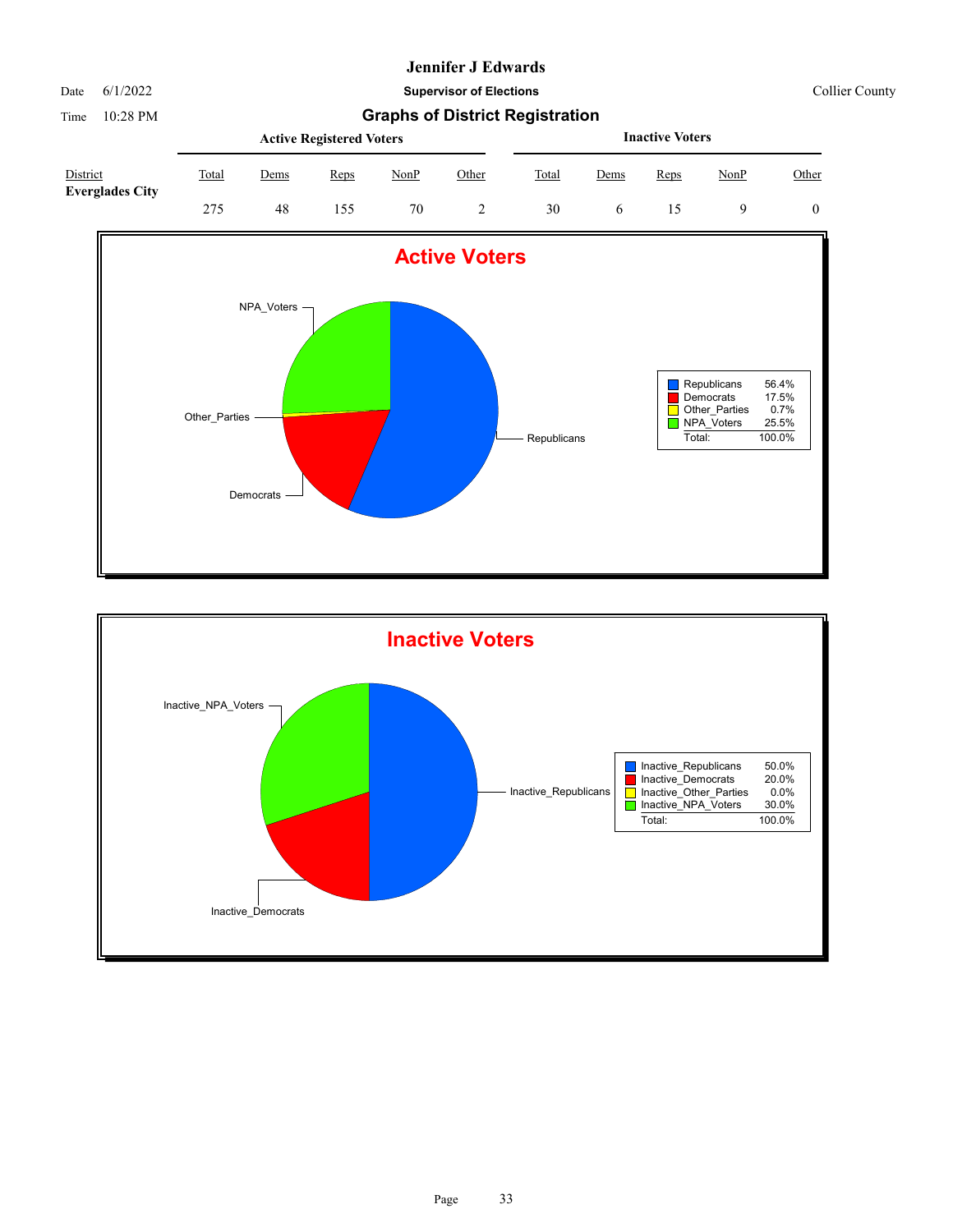# Jennifer J Edwards

Date 6/1/2022

**Supervisor of Elections**

Collier County

Time 10:28 PM

## Graphs of District Registration

| District | Active Registered Voters | | | | | Inactive Voters | | | | |
|---|---|---|---|---|---|---|---|---|---|---|
| | Total | Dems | Reps | NonP | Other | Total | Dems | Reps | NonP | Other |
| **Everglades City** | 275 | 48 | 155 | 70 | 2 | 30 | 6 | 15 | 9 | 0 |

### Active Voters

| | |
|---|---|
| Republicans | 56.4% |
| Democrats | 17.5% |
| Other_Parties | 0.7% |
| NPA_Voters | 25.5% |
| Total: | 100.0% |

### Inactive Voters

| | |
|---|---|
| Inactive_Republicans | 50.0% |
| Inactive_Democrats | 20.0% |
| Inactive_Other_Parties | 0.0% |
| Inactive_NPA_Voters | 30.0% |
| Total: | 100.0% |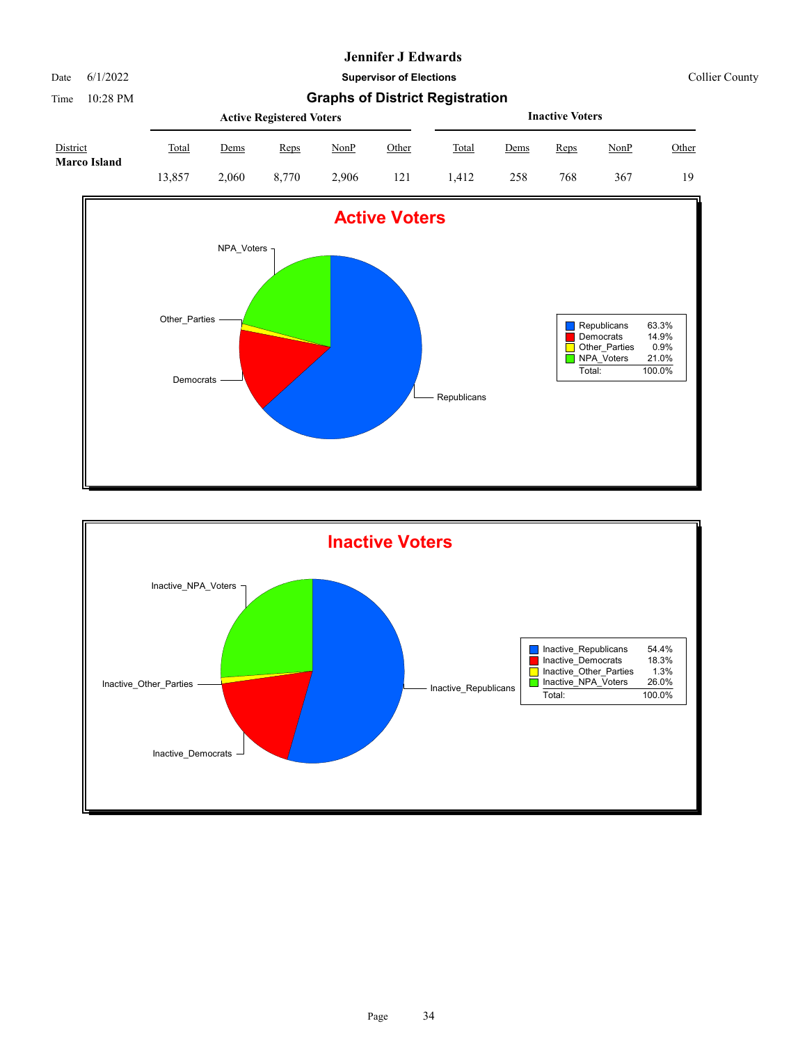# Jennifer J Edwards

Date 6/1/2022

Time 10:28 PM

**Supervisor of Elections**

Collier County

## Graphs of District Registration

| District | Active Registered Voters | | | | | Inactive Voters | | | | |
|---|---|---|---|---|---|---|---|---|---|---|
| | Total | Dems | Reps | NonP | Other | Total | Dems | Reps | NonP | Other |
| **Marco Island** | 13,857 | 2,060 | 8,770 | 2,906 | 121 | 1,412 | 258 | 768 | 367 | 19 |

### Active Voters

| | |
|---|---|
| Republicans | 63.3% |
| Democrats | 14.9% |
| Other_Parties | 0.9% |
| NPA_Voters | 21.0% |
| Total: | 100.0% |

### Inactive Voters

| | |
|---|---|
| Inactive_Republicans | 54.4% |
| Inactive_Democrats | 18.3% |
| Inactive_Other_Parties | 1.3% |
| Inactive_NPA_Voters | 26.0% |
| Total: | 100.0% |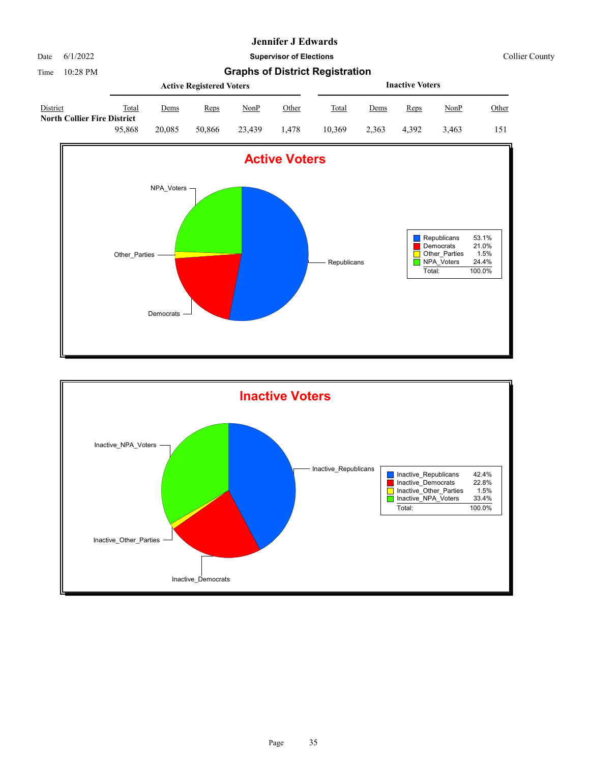# Jennifer J Edwards

Date 6/1/2022

Time 10:28 PM

**Supervisor of Elections**

Collier County

## Graphs of District Registration

| District | Active Registered Voters | | | | | Inactive Voters | | | | |
|---|---|---|---|---|---|---|---|---|---|---|
| | Total | Dems | Reps | NonP | Other | Total | Dems | Reps | NonP | Other |
| **North Collier Fire District** | | | | | | | | | | |
| | 95,868 | 20,085 | 50,866 | 23,439 | 1,478 | 10,369 | 2,363 | 4,392 | 3,463 | 151 |

### Active Voters

| | |
|---|---|
| Republicans | 53.1% |
| Democrats | 21.0% |
| Other_Parties | 1.5% |
| NPA_Voters | 24.4% |
| Total: | 100.0% |

### Inactive Voters

| | |
|---|---|
| Inactive_Republicans | 42.4% |
| Inactive_Democrats | 22.8% |
| Inactive_Other_Parties | 1.5% |
| Inactive_NPA_Voters | 33.4% |
| Total: | 100.0% |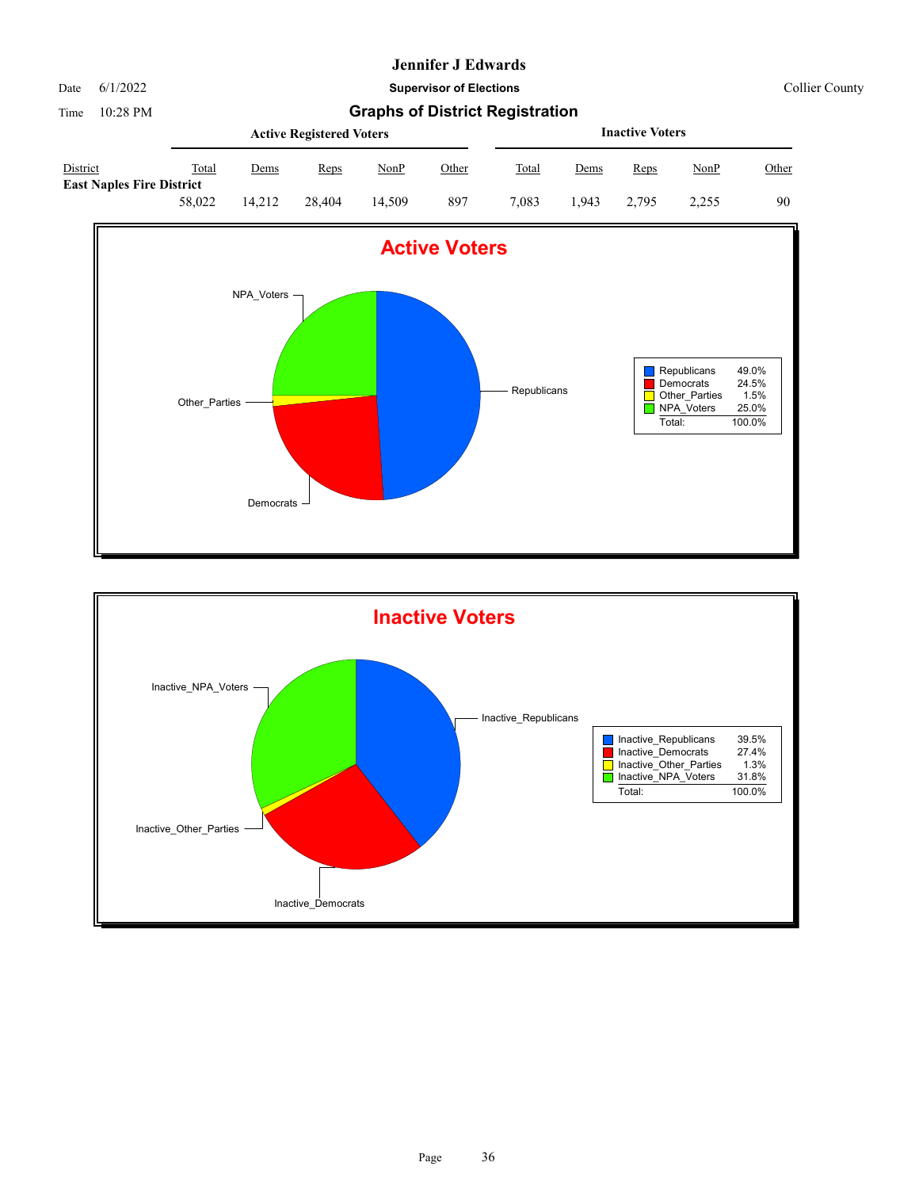# Jennifer J Edwards

Date 6/1/2022 **Supervisor of Elections** Collier County

Time 10:28 PM

## Graphs of District Registration

| District | Active Registered Voters | | | | | Inactive Voters | | | | |
|---|---|---|---|---|---|---|---|---|---|---|
| | Total | Dems | Reps | NonP | Other | Total | Dems | Reps | NonP | Other |
| **East Naples Fire District** | | | | | | | | | | |
| | 58,022 | 14,212 | 28,404 | 14,509 | 897 | 7,083 | 1,943 | 2,795 | 2,255 | 90 |

### Active Voters

| | |
|---|---|
| Republicans | 49.0% |
| Democrats | 24.5% |
| Other_Parties | 1.5% |
| NPA_Voters | 25.0% |
| Total: | 100.0% |

### Inactive Voters

| | |
|---|---|
| Inactive_Republicans | 39.5% |
| Inactive_Democrats | 27.4% |
| Inactive_Other_Parties | 1.3% |
| Inactive_NPA_Voters | 31.8% |
| Total: | 100.0% |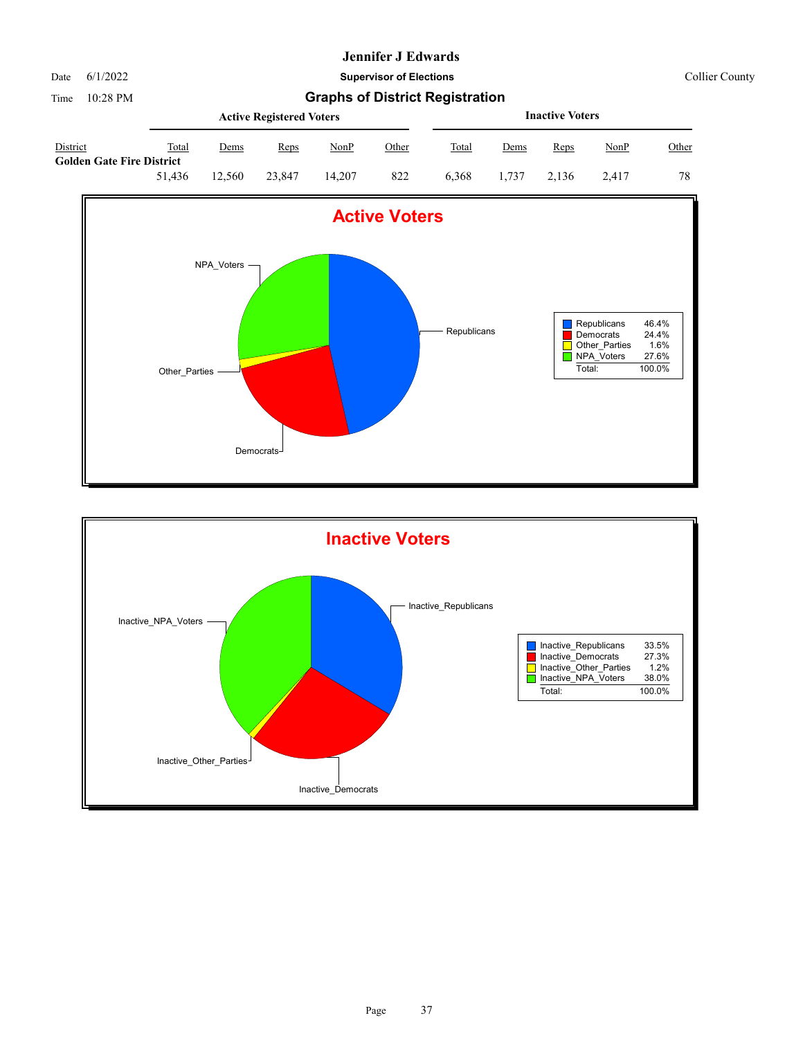# Jennifer J Edwards

Date 6/1/2022

**Supervisor of Elections**

Collier County

Time 10:28 PM

## Graphs of District Registration

| District | Active Registered Voters | | | | | Inactive Voters | | | | |
|---|---|---|---|---|---|---|---|---|---|---|
| | Total | Dems | Reps | NonP | Other | Total | Dems | Reps | NonP | Other |
| **Golden Gate Fire District** | 51,436 | 12,560 | 23,847 | 14,207 | 822 | 6,368 | 1,737 | 2,136 | 2,417 | 78 |

### Active Voters

| | |
|---|---|
| Republicans | 46.4% |
| Democrats | 24.4% |
| Other_Parties | 1.6% |
| NPA_Voters | 27.6% |
| Total: | 100.0% |

### Inactive Voters

| | |
|---|---|
| Inactive_Republicans | 33.5% |
| Inactive_Democrats | 27.3% |
| Inactive_Other_Parties | 1.2% |
| Inactive_NPA_Voters | 38.0% |
| Total: | 100.0% |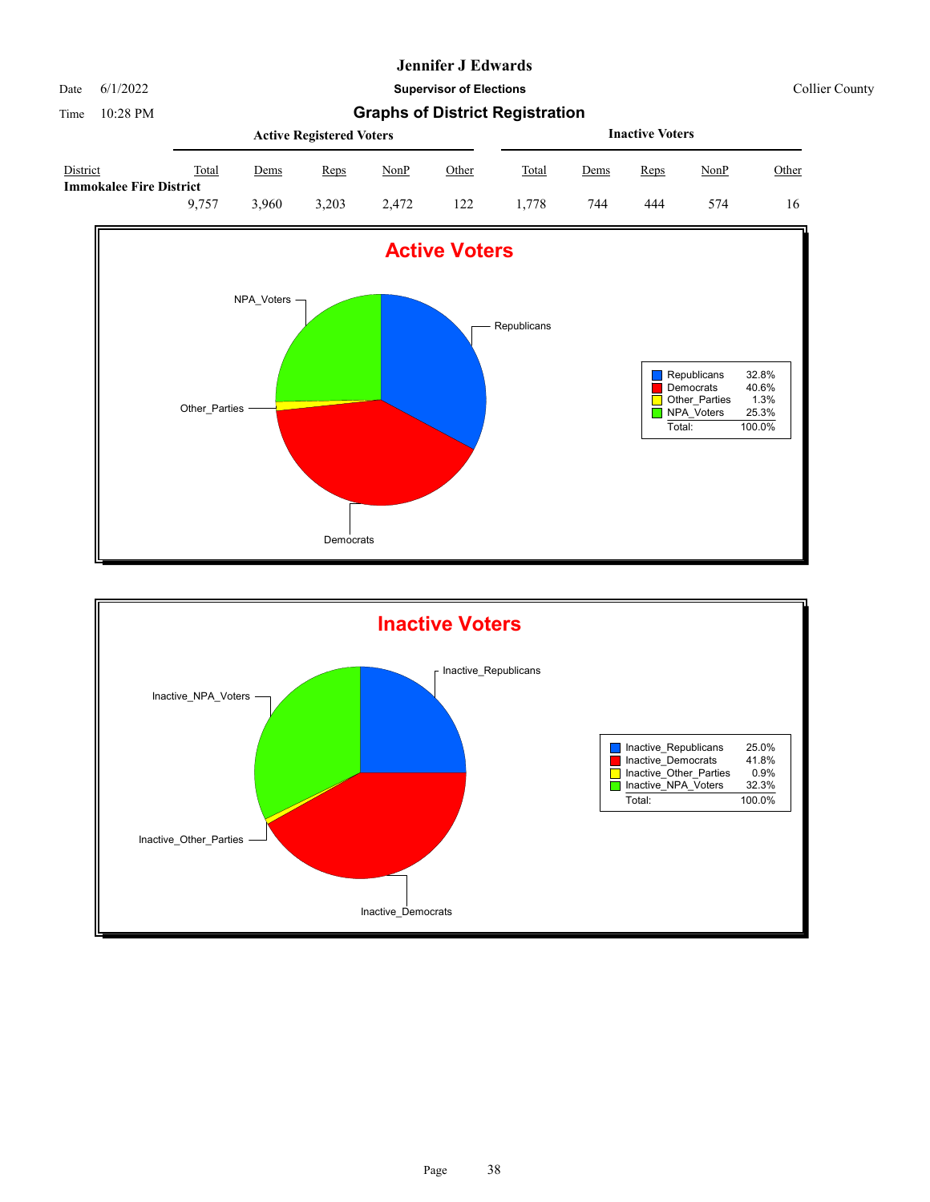# Jennifer J Edwards

Date 6/1/2022 **Supervisor of Elections** Collier County

Time 10:28 PM **Graphs of District Registration**

| District | Active Registered Voters | | | | | Inactive Voters | | | | |
|---|---|---|---|---|---|---|---|---|---|---|
| | Total | Dems | Reps | NonP | Other | Total | Dems | Reps | NonP | Other |
| **Immokalee Fire District** | 9,757 | 3,960 | 3,203 | 2,472 | 122 | 1,778 | 744 | 444 | 574 | 16 |

## Active Voters

| | |
|---|---|
| Republicans | 32.8% |
| Democrats | 40.6% |
| Other_Parties | 1.3% |
| NPA_Voters | 25.3% |
| Total: | 100.0% |

## Inactive Voters

| | |
|---|---|
| Inactive_Republicans | 25.0% |
| Inactive_Democrats | 41.8% |
| Inactive_Other_Parties | 0.9% |
| Inactive_NPA_Voters | 32.3% |
| Total: | 100.0% |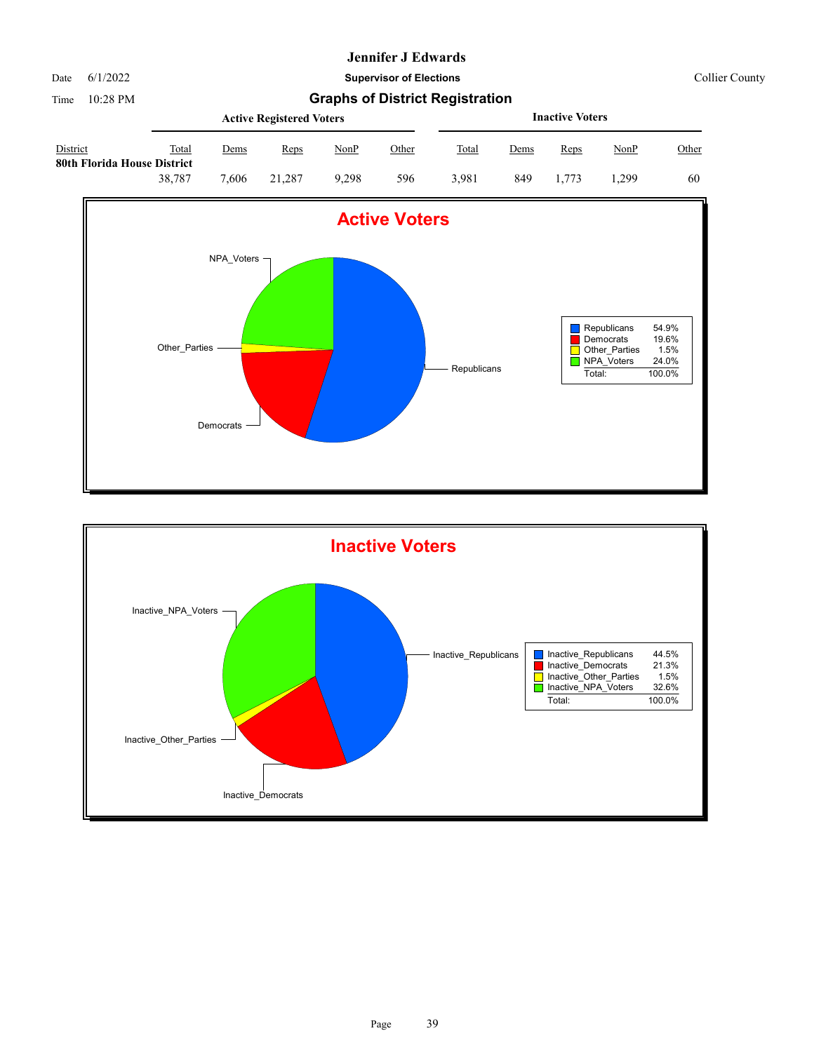# Jennifer J Edwards

Date 6/1/2022 — **Supervisor of Elections** — Collier County

Time 10:28 PM

## Graphs of District Registration

| | Active Registered Voters | | | | | Inactive Voters | | | | |
|---|---|---|---|---|---|---|---|---|---|---|
| District | Total | Dems | Reps | NonP | Other | Total | Dems | Reps | NonP | Other |
| **80th Florida House District** | | | | | | | | | | |
| | 38,787 | 7,606 | 21,287 | 9,298 | 596 | 3,981 | 849 | 1,773 | 1,299 | 60 |

### Active Voters

| | |
|---|---|
| Republicans | 54.9% |
| Democrats | 19.6% |
| Other_Parties | 1.5% |
| NPA_Voters | 24.0% |
| Total: | 100.0% |

### Inactive Voters

| | |
|---|---|
| Inactive_Republicans | 44.5% |
| Inactive_Democrats | 21.3% |
| Inactive_Other_Parties | 1.5% |
| Inactive_NPA_Voters | 32.6% |
| Total: | 100.0% |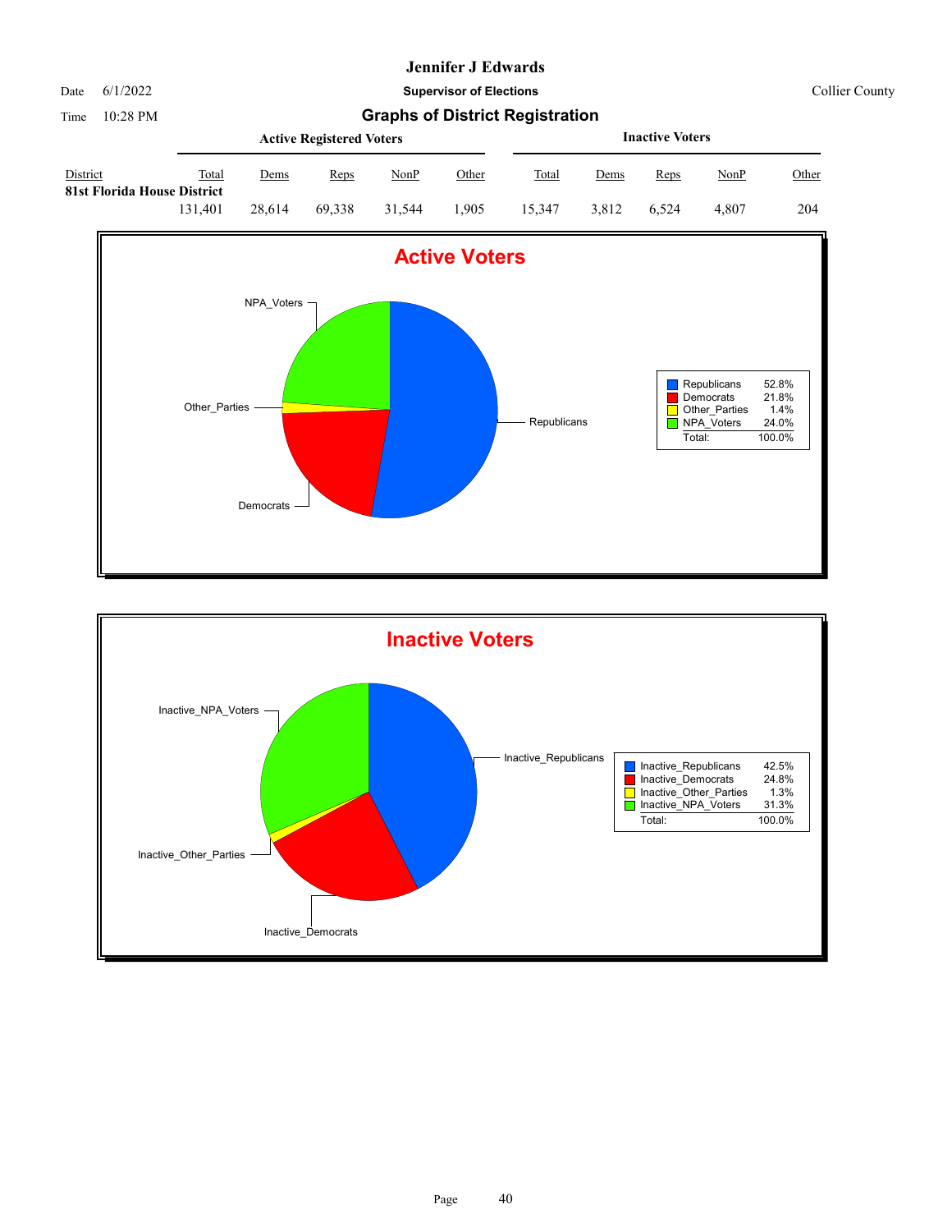# Jennifer J Edwards

Date 6/1/2022 | **Supervisor of Elections** | Collier County

Time 10:28 PM | **Graphs of District Registration**

| District | Active Registered Voters | | | | | Inactive Voters | | | | |
|---|---|---|---|---|---|---|---|---|---|---|
| | Total | Dems | Reps | NonP | Other | Total | Dems | Reps | NonP | Other |
| **81st Florida House District** | 131,401 | 28,614 | 69,338 | 31,544 | 1,905 | 15,347 | 3,812 | 6,524 | 4,807 | 204 |

## Active Voters

| | |
|---|---|
| Republicans | 52.8% |
| Democrats | 21.8% |
| Other_Parties | 1.4% |
| NPA_Voters | 24.0% |
| Total: | 100.0% |

## Inactive Voters

| | |
|---|---|
| Inactive_Republicans | 42.5% |
| Inactive_Democrats | 24.8% |
| Inactive_Other_Parties | 1.3% |
| Inactive_NPA_Voters | 31.3% |
| Total: | 100.0% |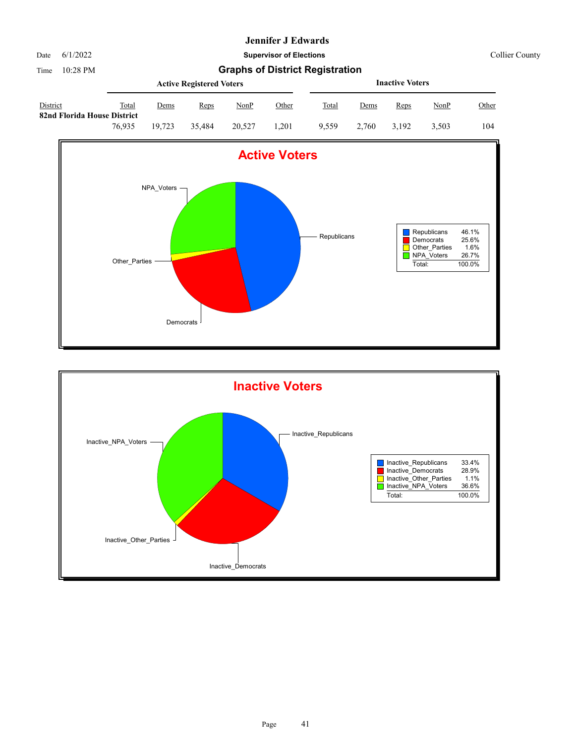# Jennifer J Edwards

Date 6/1/2022 **Supervisor of Elections** Collier County

Time 10:28 PM

## Graphs of District Registration

| District | Active Registered Voters | | | | | Inactive Voters | | | | |
|---|---|---|---|---|---|---|---|---|---|---|
| | Total | Dems | Reps | NonP | Other | Total | Dems | Reps | NonP | Other |
| **82nd Florida House District** | 76,935 | 19,723 | 35,484 | 20,527 | 1,201 | 9,559 | 2,760 | 3,192 | 3,503 | 104 |

### Active Voters

| | |
|---|---|
| Republicans | 46.1% |
| Democrats | 25.6% |
| Other_Parties | 1.6% |
| NPA_Voters | 26.7% |
| Total: | 100.0% |

### Inactive Voters

| | |
|---|---|
| Inactive_Republicans | 33.4% |
| Inactive_Democrats | 28.9% |
| Inactive_Other_Parties | 1.1% |
| Inactive_NPA_Voters | 36.6% |
| Total: | 100.0% |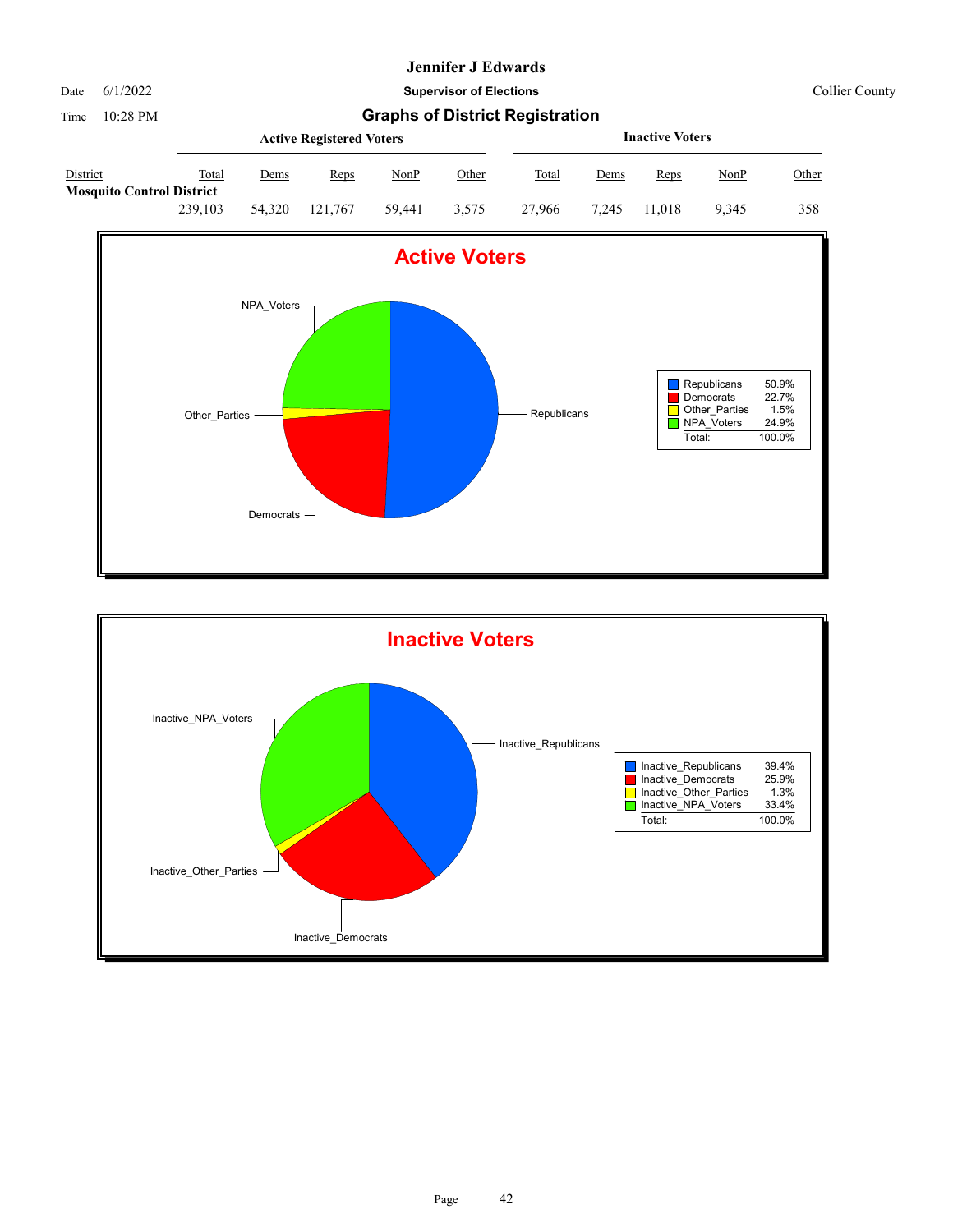# Jennifer J Edwards

Date 6/1/2022

Time 10:28 PM

**Supervisor of Elections**

Collier County

## Graphs of District Registration

| District | Active Registered Voters Total | Dems | Reps | NonP | Other | Inactive Voters Total | Dems | Reps | NonP | Other |
|---|---|---|---|---|---|---|---|---|---|---|
| **Mosquito Control District** | 239,103 | 54,320 | 121,767 | 59,441 | 3,575 | 27,966 | 7,245 | 11,018 | 9,345 | 358 |

### Active Voters

| | |
|---|---|
| Republicans | 50.9% |
| Democrats | 22.7% |
| Other_Parties | 1.5% |
| NPA_Voters | 24.9% |
| Total: | 100.0% |

### Inactive Voters

| | |
|---|---|
| Inactive_Republicans | 39.4% |
| Inactive_Democrats | 25.9% |
| Inactive_Other_Parties | 1.3% |
| Inactive_NPA_Voters | 33.4% |
| Total: | 100.0% |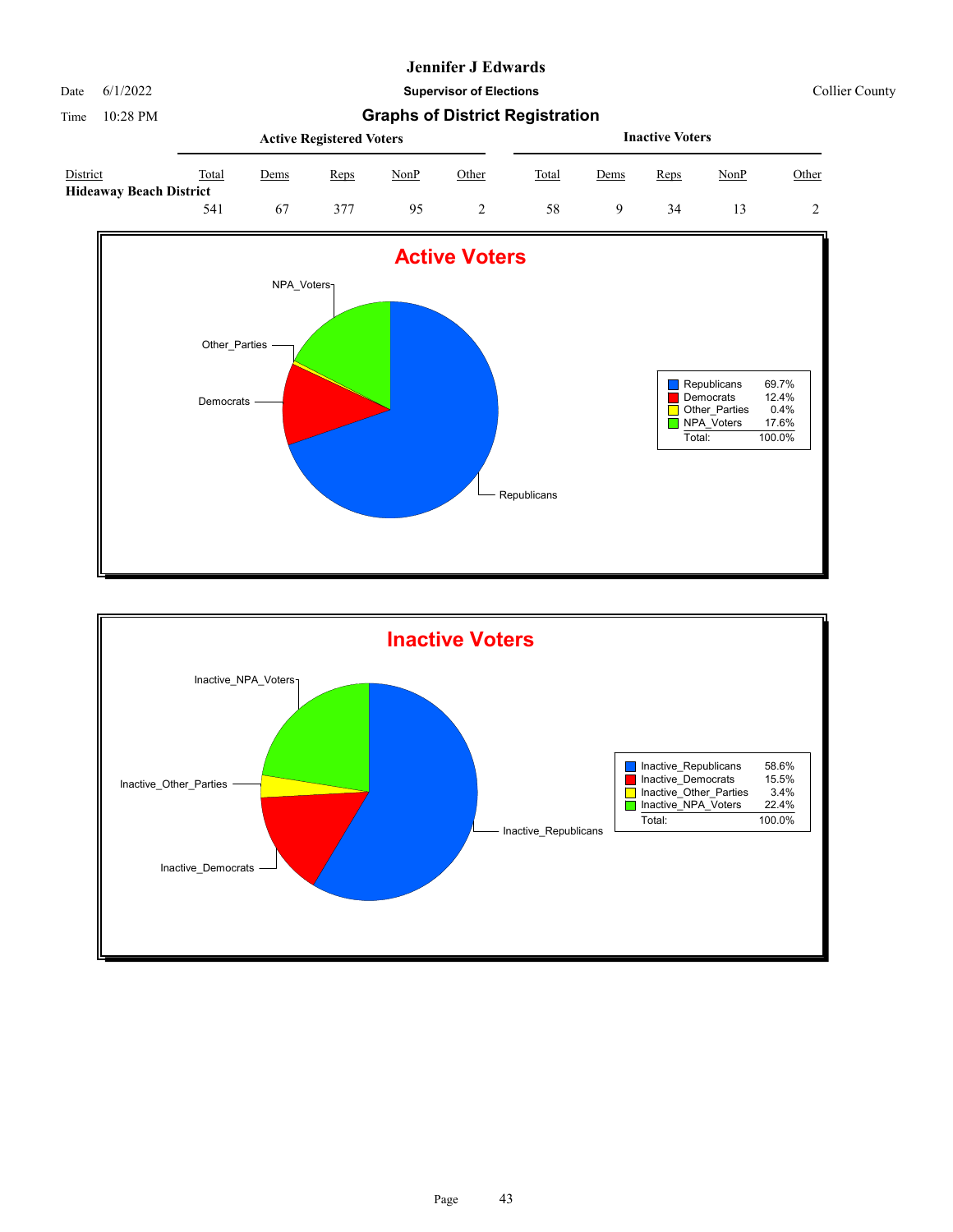# Jennifer J Edwards

Date 6/1/2022

**Supervisor of Elections**

Collier County

Time 10:28 PM

## Graphs of District Registration

| District | Active Registered Voters | | | | | Inactive Voters | | | | |
|---|---|---|---|---|---|---|---|---|---|---|
| | Total | Dems | Reps | NonP | Other | Total | Dems | Reps | NonP | Other |
| **Hideaway Beach District** | 541 | 67 | 377 | 95 | 2 | 58 | 9 | 34 | 13 | 2 |

### Active Voters

| | |
|---|---|
| Republicans | 69.7% |
| Democrats | 12.4% |
| Other_Parties | 0.4% |
| NPA_Voters | 17.6% |
| Total: | 100.0% |

### Inactive Voters

| | |
|---|---|
| Inactive_Republicans | 58.6% |
| Inactive_Democrats | 15.5% |
| Inactive_Other_Parties | 3.4% |
| Inactive_NPA_Voters | 22.4% |
| Total: | 100.0% |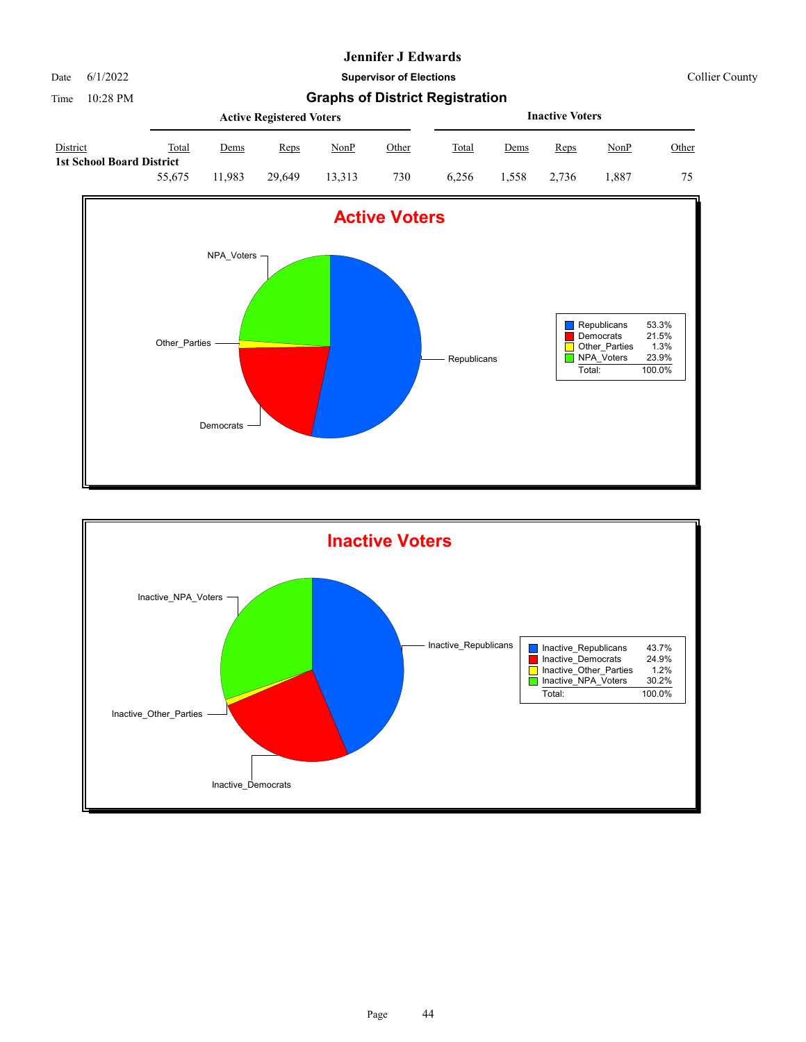# Jennifer J Edwards

Date 6/1/2022 | **Supervisor of Elections** | Collier County

Time 10:28 PM

## Graphs of District Registration

| District | Active Registered Voters | | | | | Inactive Voters | | | | |
|---|---|---|---|---|---|---|---|---|---|---|
| | Total | Dems | Reps | NonP | Other | Total | Dems | Reps | NonP | Other |
| **1st School Board District** | | | | | | | | | | |
| | 55,675 | 11,983 | 29,649 | 13,313 | 730 | 6,256 | 1,558 | 2,736 | 1,887 | 75 |

### Active Voters

| | |
|---|---|
| Republicans | 53.3% |
| Democrats | 21.5% |
| Other_Parties | 1.3% |
| NPA_Voters | 23.9% |
| Total: | 100.0% |

### Inactive Voters

| | |
|---|---|
| Inactive_Republicans | 43.7% |
| Inactive_Democrats | 24.9% |
| Inactive_Other_Parties | 1.2% |
| Inactive_NPA_Voters | 30.2% |
| Total: | 100.0% |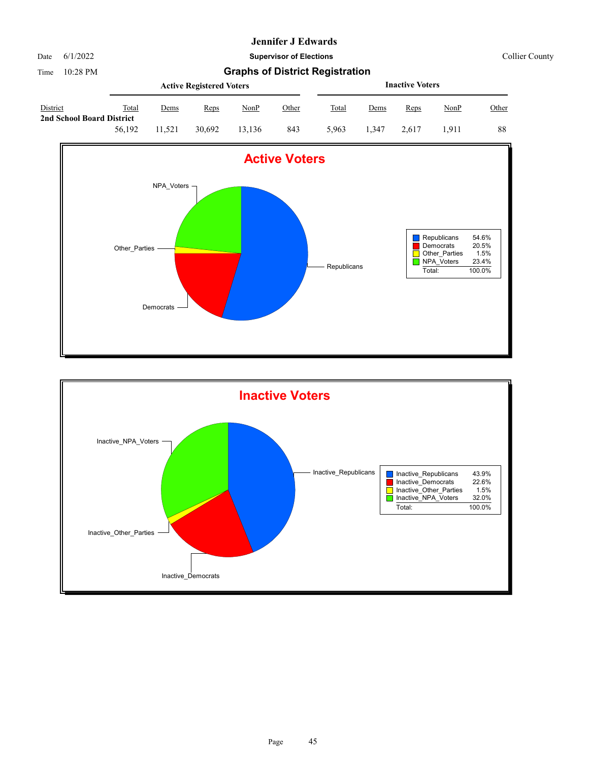# Jennifer J Edwards

Date 6/1/2022

**Supervisor of Elections**

Collier County

Time 10:28 PM

## Graphs of District Registration

| District | Active Registered Voters | | | | | Inactive Voters | | | | |
|---|---|---|---|---|---|---|---|---|---|---|
| | Total | Dems | Reps | NonP | Other | Total | Dems | Reps | NonP | Other |
| **2nd School Board District** | 56,192 | 11,521 | 30,692 | 13,136 | 843 | 5,963 | 1,347 | 2,617 | 1,911 | 88 |

### Active Voters

| | |
|---|---|
| Republicans | 54.6% |
| Democrats | 20.5% |
| Other_Parties | 1.5% |
| NPA_Voters | 23.4% |
| Total: | 100.0% |

### Inactive Voters

| | |
|---|---|
| Inactive_Republicans | 43.9% |
| Inactive_Democrats | 22.6% |
| Inactive_Other_Parties | 1.5% |
| Inactive_NPA_Voters | 32.0% |
| Total: | 100.0% |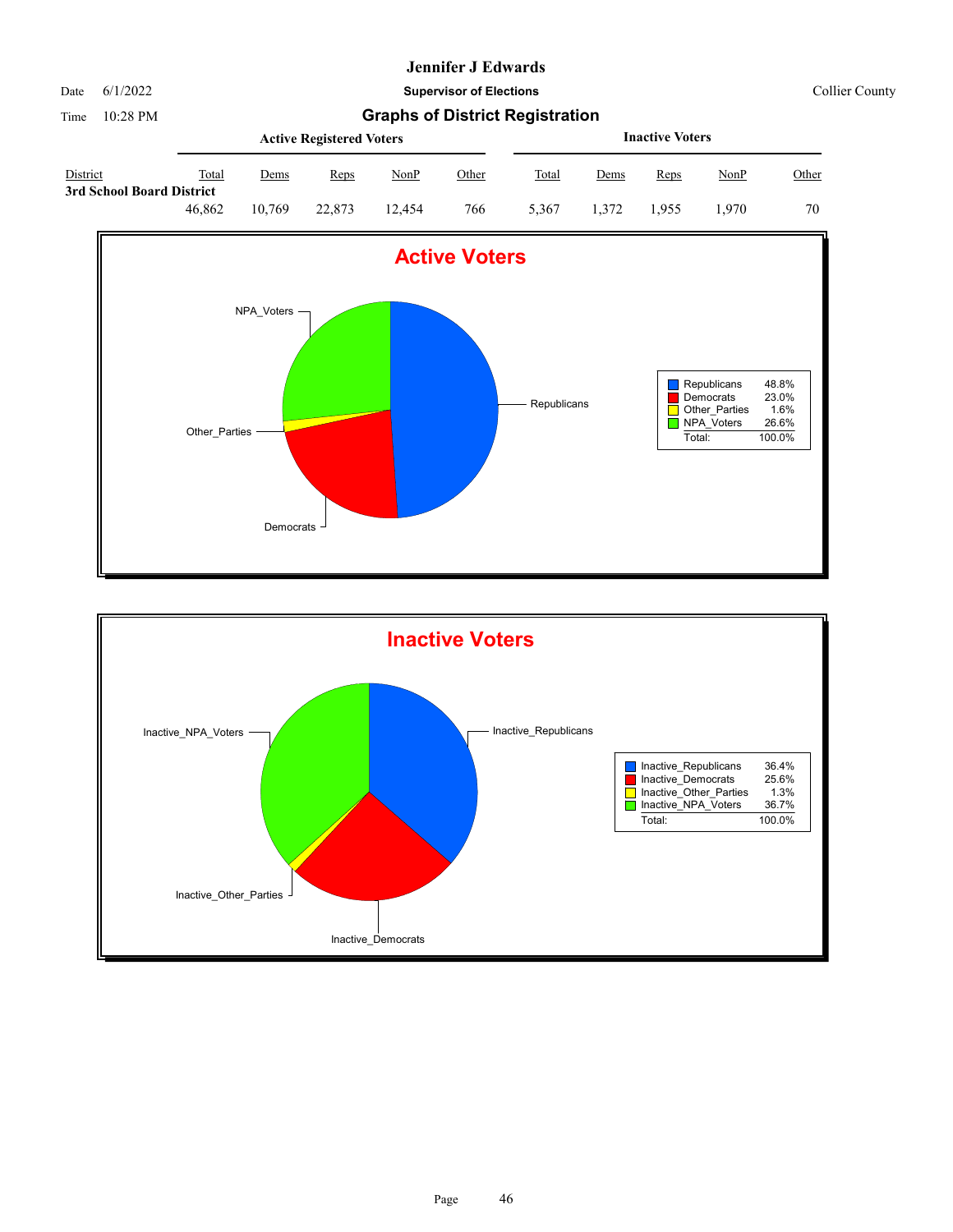# Jennifer J Edwards

Date 6/1/2022 — **Supervisor of Elections** — Collier County

Time 10:28 PM

## Graphs of District Registration

| District | Active Registered Voters: Total | Dems | Reps | NonP | Other | Inactive Voters: Total | Dems | Reps | NonP | Other |
|---|---|---|---|---|---|---|---|---|---|---|
| **3rd School Board District** | 46,862 | 10,769 | 22,873 | 12,454 | 766 | 5,367 | 1,372 | 1,955 | 1,970 | 70 |

### Active Voters

| Party | Percent |
|---|---|
| Republicans | 48.8% |
| Democrats | 23.0% |
| Other_Parties | 1.6% |
| NPA_Voters | 26.6% |
| Total: | 100.0% |

### Inactive Voters

| Party | Percent |
|---|---|
| Inactive_Republicans | 36.4% |
| Inactive_Democrats | 25.6% |
| Inactive_Other_Parties | 1.3% |
| Inactive_NPA_Voters | 36.7% |
| Total: | 100.0% |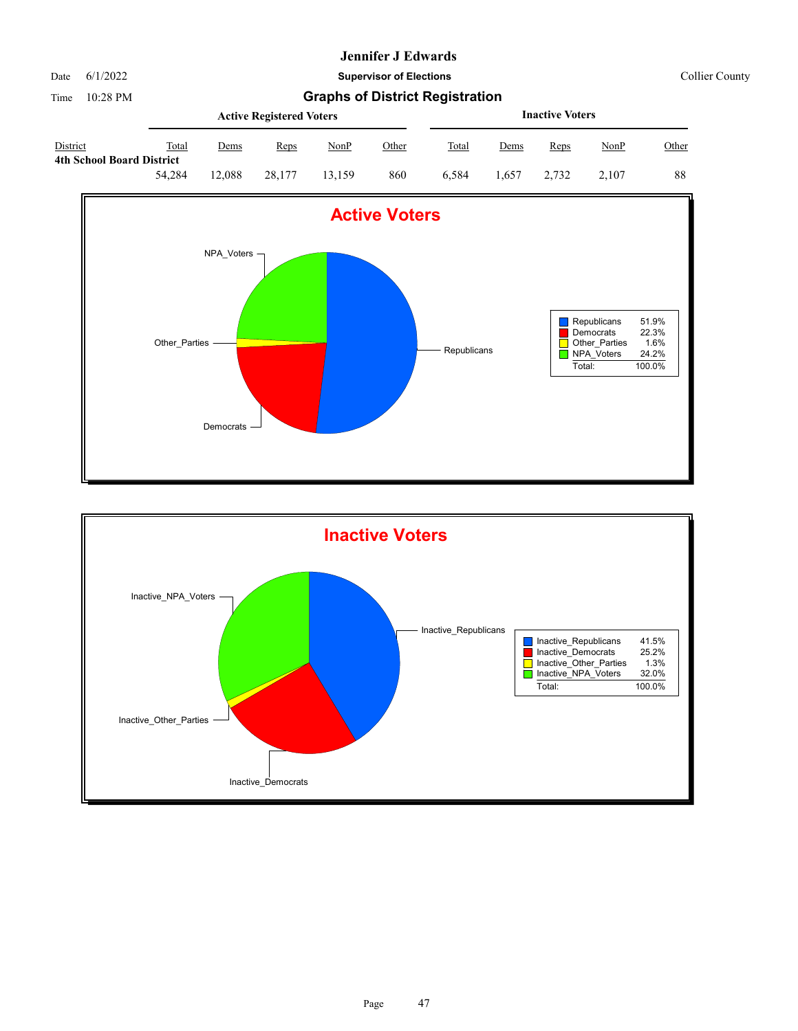# Jennifer J Edwards

Date 6/1/2022 — **Supervisor of Elections** — Collier County

Time 10:28 PM

## Graphs of District Registration

| District | Active Registered Voters | | | | | Inactive Voters | | | | |
|---|---|---|---|---|---|---|---|---|---|---|
| | Total | Dems | Reps | NonP | Other | Total | Dems | Reps | NonP | Other |
| **4th School Board District** | 54,284 | 12,088 | 28,177 | 13,159 | 860 | 6,584 | 1,657 | 2,732 | 2,107 | 88 |

### Active Voters

| | |
|---|---|
| Republicans | 51.9% |
| Democrats | 22.3% |
| Other_Parties | 1.6% |
| NPA_Voters | 24.2% |
| Total: | 100.0% |

### Inactive Voters

| | |
|---|---|
| Inactive_Republicans | 41.5% |
| Inactive_Democrats | 25.2% |
| Inactive_Other_Parties | 1.3% |
| Inactive_NPA_Voters | 32.0% |
| Total: | 100.0% |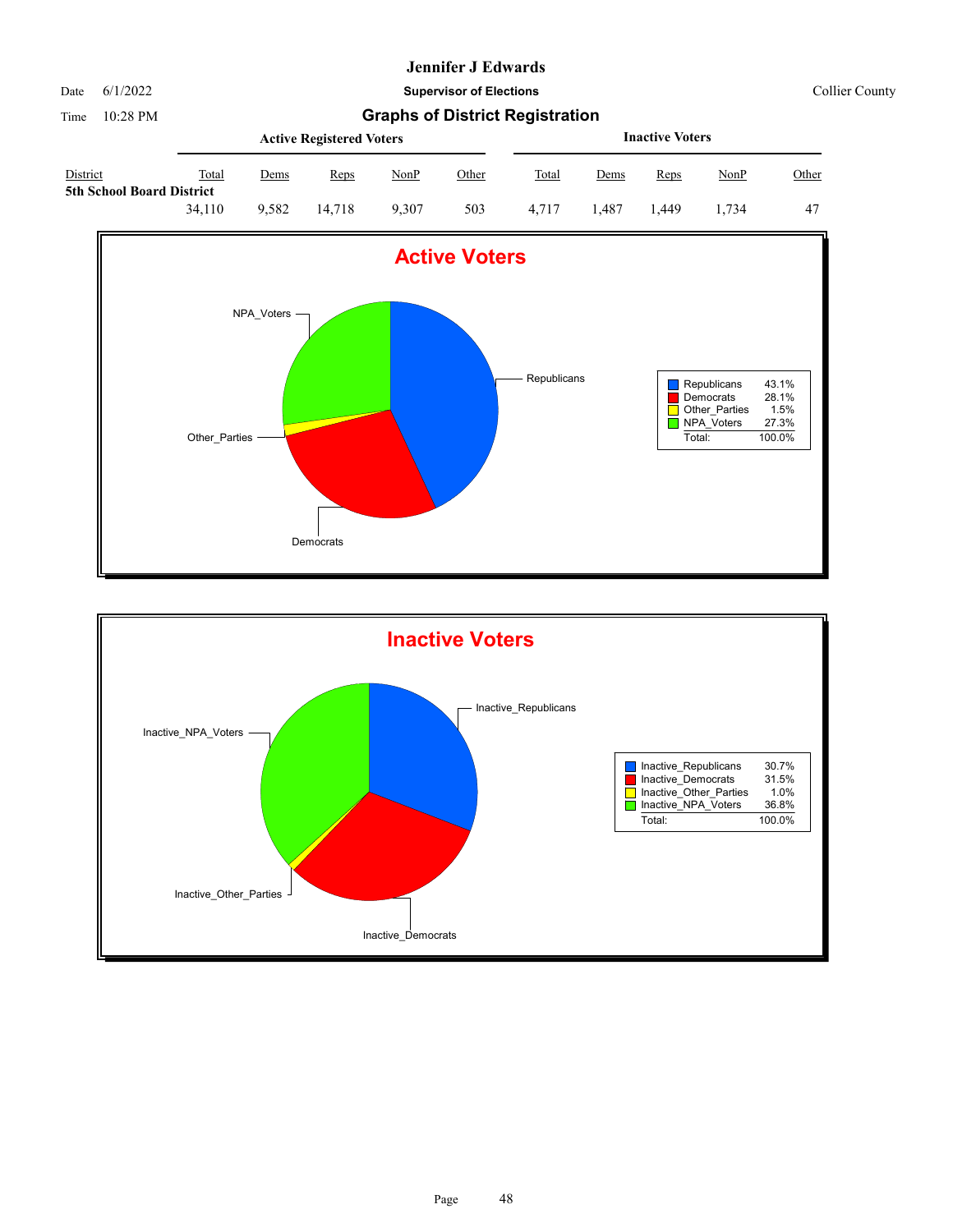# Jennifer J Edwards

Date 6/1/2022

**Supervisor of Elections**

Collier County

Time 10:28 PM

## Graphs of District Registration

| District | Active Registered Voters | | | | | Inactive Voters | | | | |
|---|---|---|---|---|---|---|---|---|---|---|
| | Total | Dems | Reps | NonP | Other | Total | Dems | Reps | NonP | Other |
| **5th School Board District** | 34,110 | 9,582 | 14,718 | 9,307 | 503 | 4,717 | 1,487 | 1,449 | 1,734 | 47 |

### Active Voters

| | |
|---|---|
| Republicans | 43.1% |
| Democrats | 28.1% |
| Other_Parties | 1.5% |
| NPA_Voters | 27.3% |
| Total: | 100.0% |

### Inactive Voters

| | |
|---|---|
| Inactive_Republicans | 30.7% |
| Inactive_Democrats | 31.5% |
| Inactive_Other_Parties | 1.0% |
| Inactive_NPA_Voters | 36.8% |
| Total: | 100.0% |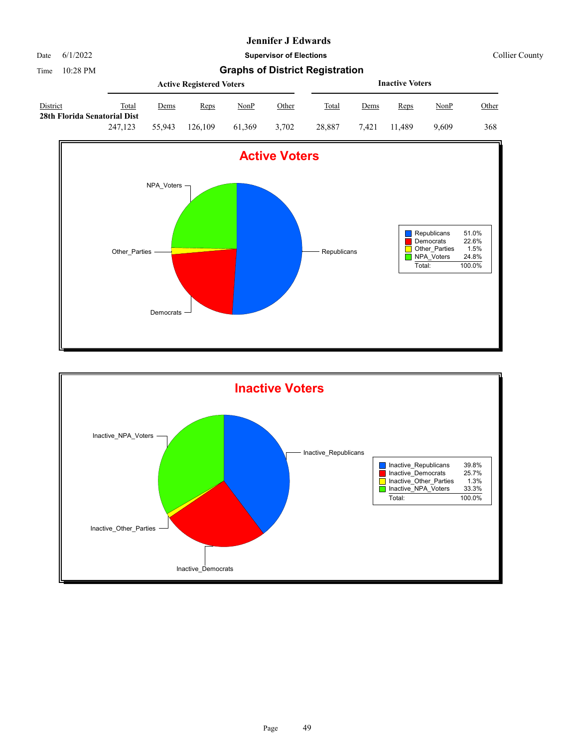# Jennifer J Edwards

Date 6/1/2022 — **Supervisor of Elections** — Collier County

Time 10:28 PM — **Graphs of District Registration**

| District | Active Registered Voters | | | | | Inactive Voters | | | | |
|---|---|---|---|---|---|---|---|---|---|---|
| | Total | Dems | Reps | NonP | Other | Total | Dems | Reps | NonP | Other |
| **28th Florida Senatorial Dist** | 247,123 | 55,943 | 126,109 | 61,369 | 3,702 | 28,887 | 7,421 | 11,489 | 9,609 | 368 |

## Active Voters

| | |
|---|---|
| Republicans | 51.0% |
| Democrats | 22.6% |
| Other_Parties | 1.5% |
| NPA_Voters | 24.8% |
| Total: | 100.0% |

## Inactive Voters

| | |
|---|---|
| Inactive_Republicans | 39.8% |
| Inactive_Democrats | 25.7% |
| Inactive_Other_Parties | 1.3% |
| Inactive_NPA_Voters | 33.3% |
| Total: | 100.0% |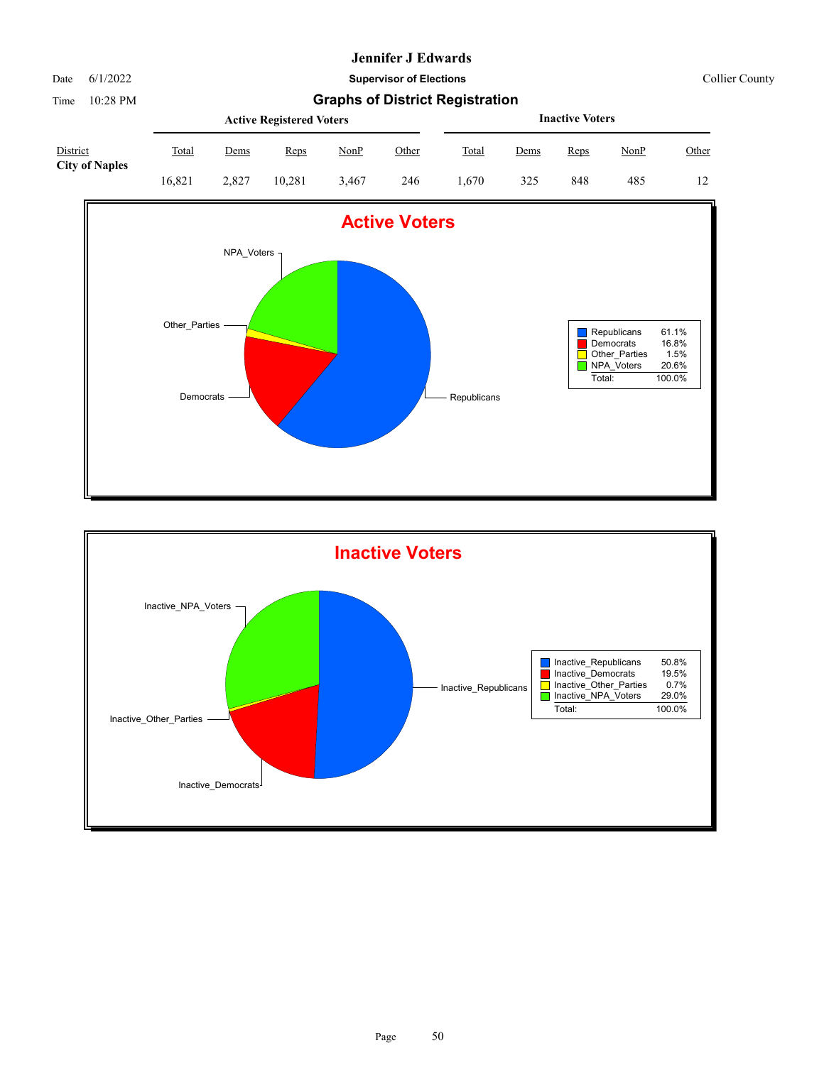# Jennifer J Edwards

Date 6/1/2022

Time 10:28 PM

**Supervisor of Elections**

Collier County

## Graphs of District Registration

| District | Active Registered Voters | | | | | Inactive Voters | | | | |
|---|---|---|---|---|---|---|---|---|---|---|
| | Total | Dems | Reps | NonP | Other | Total | Dems | Reps | NonP | Other |
| **City of Naples** | 16,821 | 2,827 | 10,281 | 3,467 | 246 | 1,670 | 325 | 848 | 485 | 12 |

### Active Voters

| | |
|---|---|
| Republicans | 61.1% |
| Democrats | 16.8% |
| Other_Parties | 1.5% |
| NPA_Voters | 20.6% |
| Total: | 100.0% |

### Inactive Voters

| | |
|---|---|
| Inactive_Republicans | 50.8% |
| Inactive_Democrats | 19.5% |
| Inactive_Other_Parties | 0.7% |
| Inactive_NPA_Voters | 29.0% |
| Total: | 100.0% |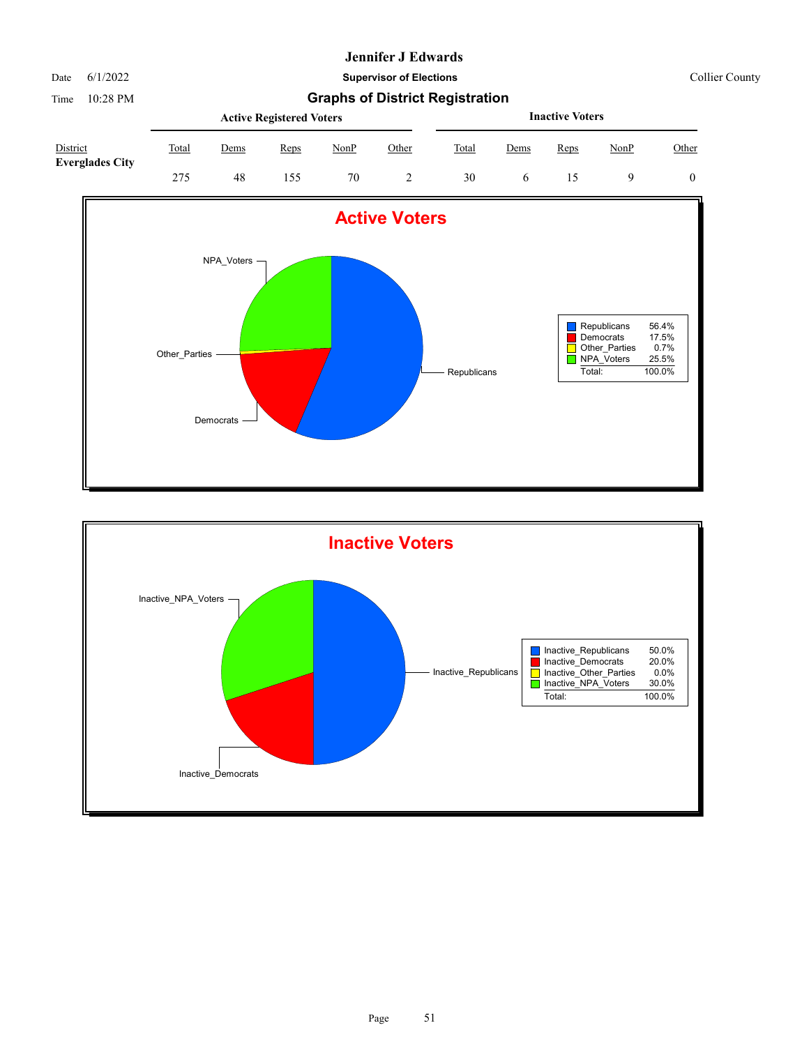# Jennifer J Edwards

Date 6/1/2022 **Supervisor of Elections** Collier County

Time 10:28 PM

## Graphs of District Registration

| District | Active Registered Voters | | | | | Inactive Voters | | | | |
|---|---|---|---|---|---|---|---|---|---|---|
| | Total | Dems | Reps | NonP | Other | Total | Dems | Reps | NonP | Other |
| **Everglades City** | 275 | 48 | 155 | 70 | 2 | 30 | 6 | 15 | 9 | 0 |

### Active Voters

| | |
|---|---|
| Republicans | 56.4% |
| Democrats | 17.5% |
| Other_Parties | 0.7% |
| NPA_Voters | 25.5% |
| Total: | 100.0% |

### Inactive Voters

| | |
|---|---|
| Inactive_Republicans | 50.0% |
| Inactive_Democrats | 20.0% |
| Inactive_Other_Parties | 0.0% |
| Inactive_NPA_Voters | 30.0% |
| Total: | 100.0% |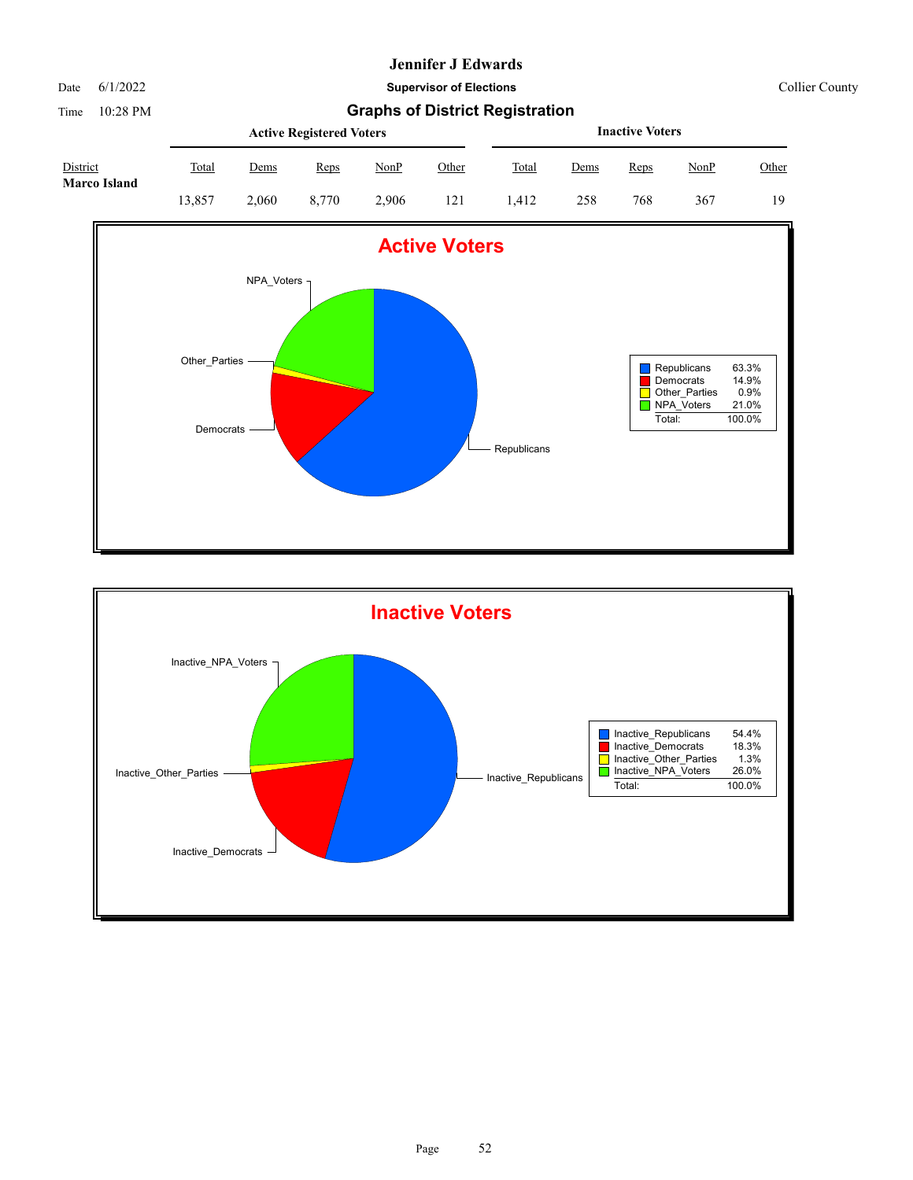# Jennifer J Edwards

Date 6/1/2022

Time 10:28 PM

**Supervisor of Elections**

Collier County

## Graphs of District Registration

| District | Active Registered Voters | | | | | Inactive Voters | | | | |
|---|---|---|---|---|---|---|---|---|---|---|
| | Total | Dems | Reps | NonP | Other | Total | Dems | Reps | NonP | Other |
| **Marco Island** | 13,857 | 2,060 | 8,770 | 2,906 | 121 | 1,412 | 258 | 768 | 367 | 19 |

### Active Voters

| | |
|---|---|
| Republicans | 63.3% |
| Democrats | 14.9% |
| Other_Parties | 0.9% |
| NPA_Voters | 21.0% |
| Total: | 100.0% |

### Inactive Voters

| | |
|---|---|
| Inactive_Republicans | 54.4% |
| Inactive_Democrats | 18.3% |
| Inactive_Other_Parties | 1.3% |
| Inactive_NPA_Voters | 26.0% |
| Total: | 100.0% |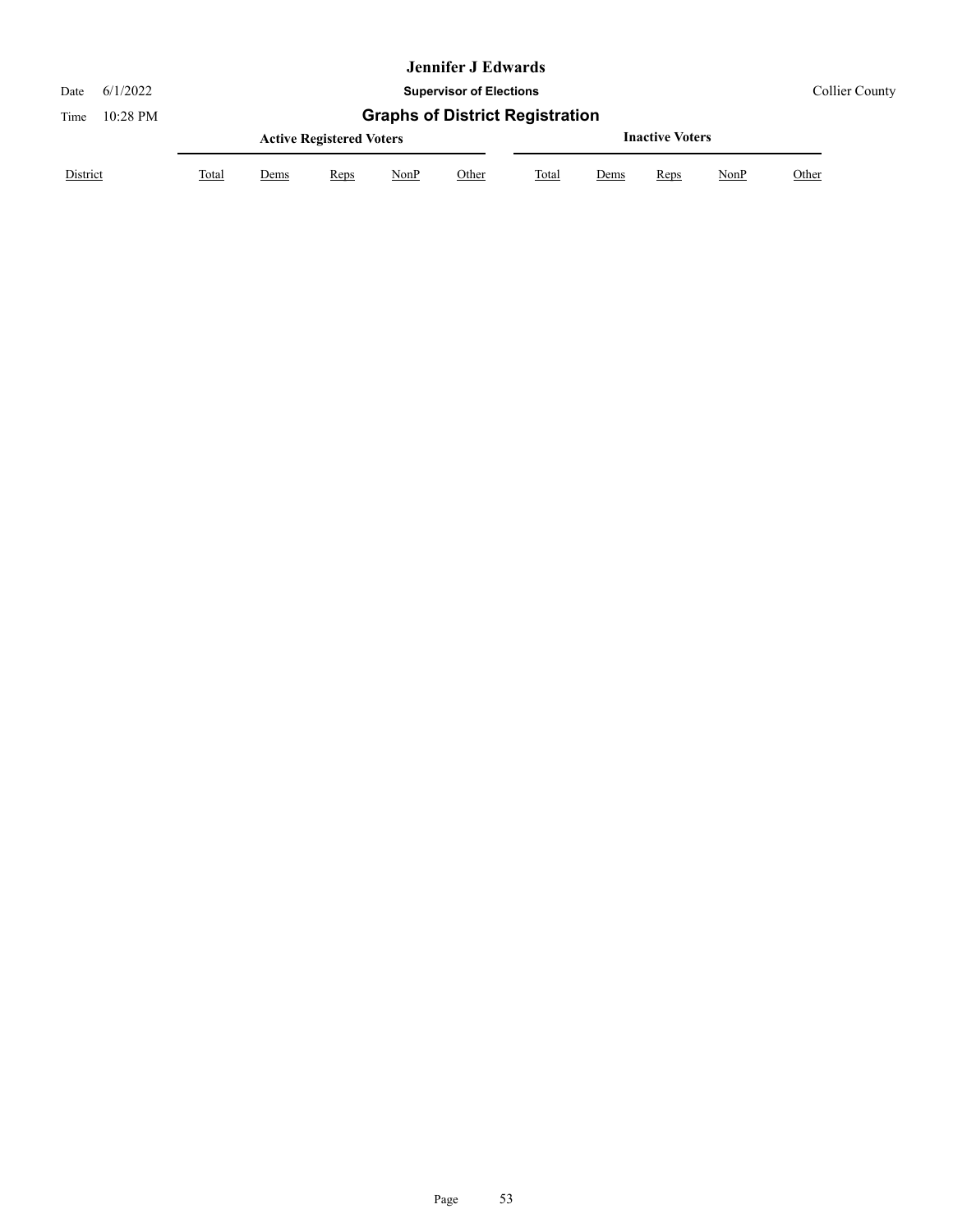# Jennifer J Edwards

Date 6/1/2022

**Supervisor of Elections**

Collier County

Time 10:28 PM

## Graphs of District Registration

| | Active Registered Voters | | | | | Inactive Voters | | | | |
|---|---|---|---|---|---|---|---|---|---|---|
| District | Total | Dems | Reps | NonP | Other | Total | Dems | Reps | NonP | Other |